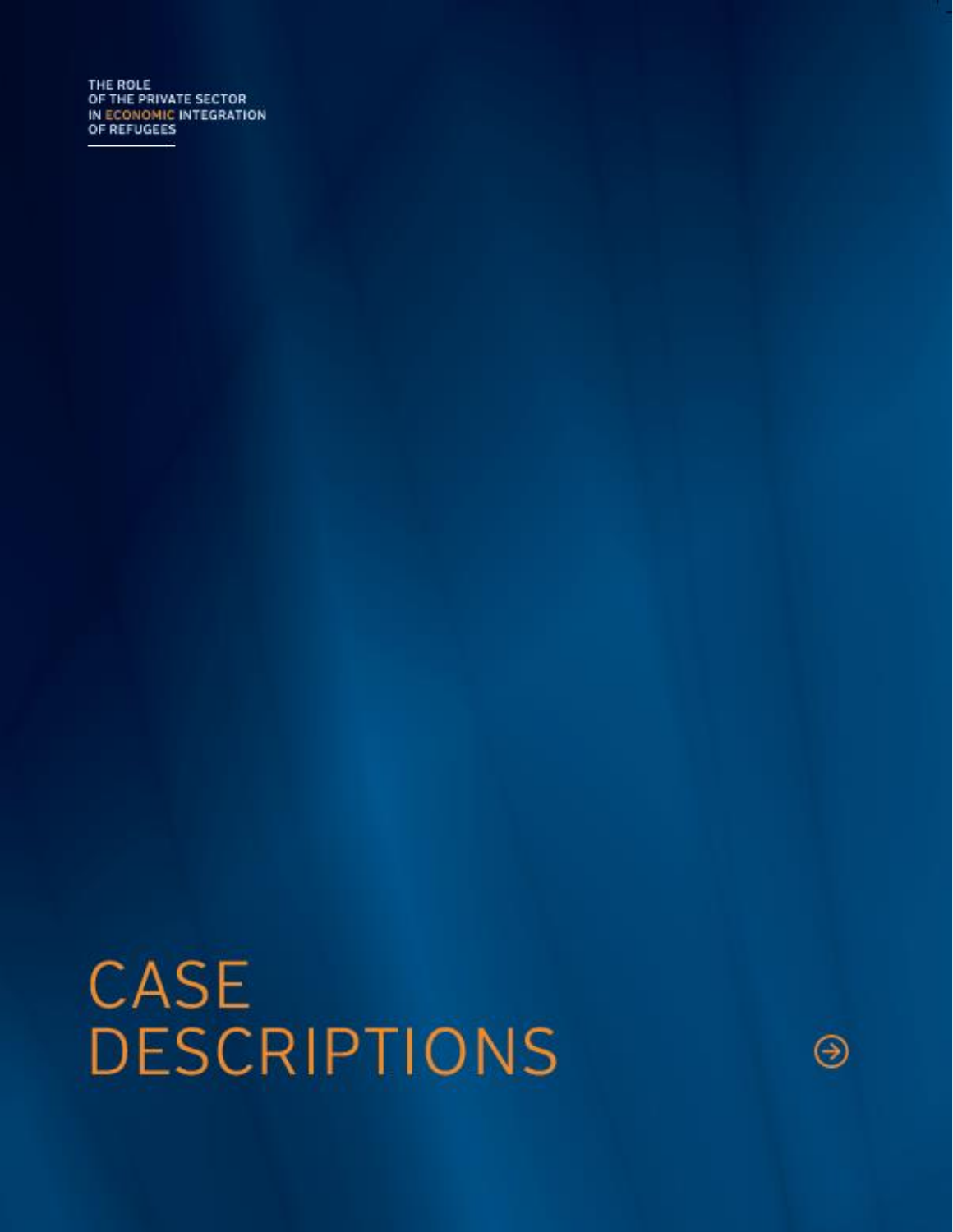THE ROLE
OF THE PRIVATE SECTOR
IN ECONOMIC INTEGRATION
OF REFUGEES

# CASE DESCRIPTIONS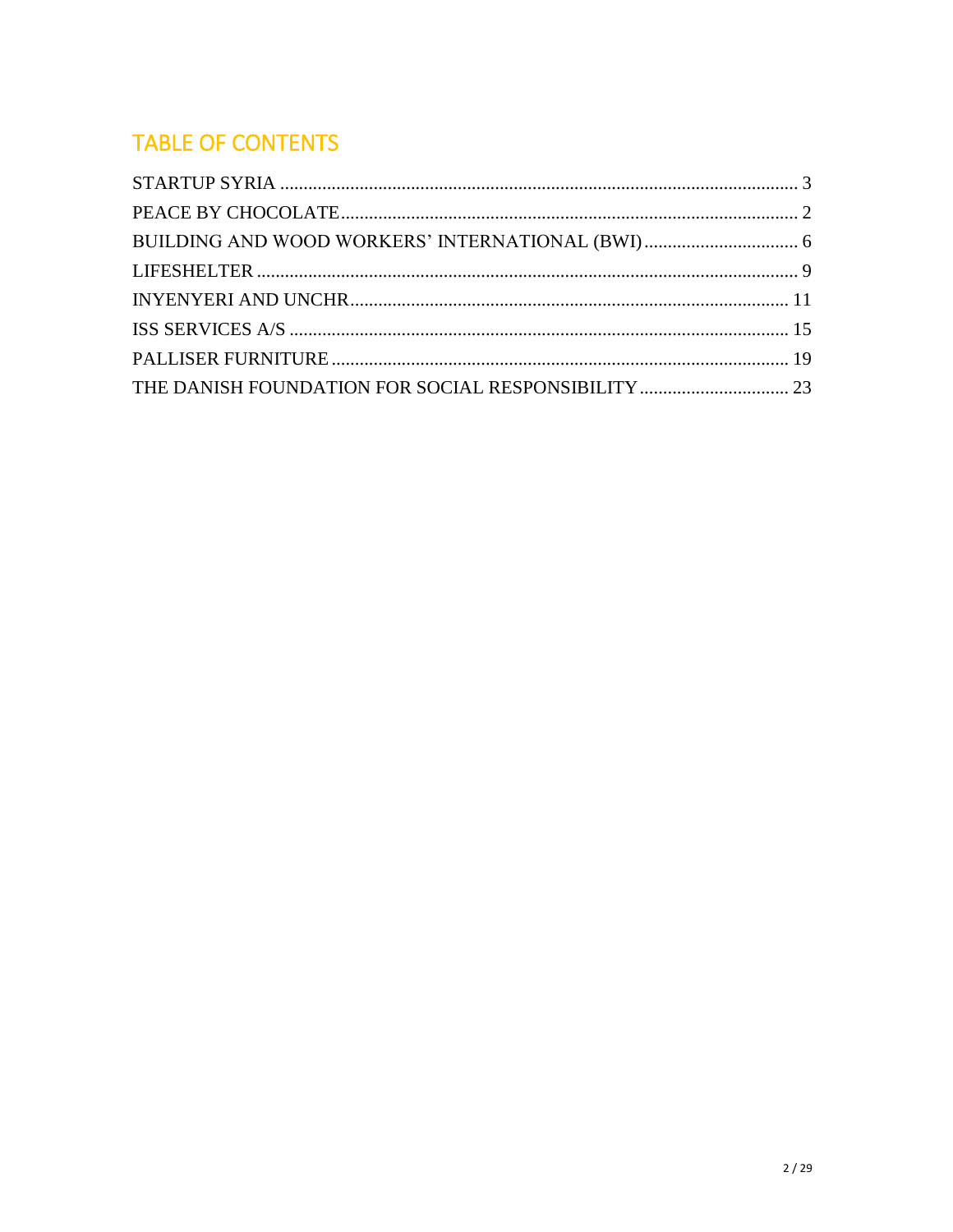# TABLE OF CONTENTS

STARTUP SYRIA ........................................................................................................ 3

PEACE BY CHOCOLATE............................................................................................. 2

BUILDING AND WOOD WORKERS' INTERNATIONAL (BWI)................................. 6

LIFESHELTER ............................................................................................................ 9

INYENYERI AND UNCHR......................................................................................... 11

ISS SERVICES A/S .................................................................................................... 15

PALLISER FURNITURE ............................................................................................ 19

THE DANISH FOUNDATION FOR SOCIAL RESPONSIBILITY ................................ 23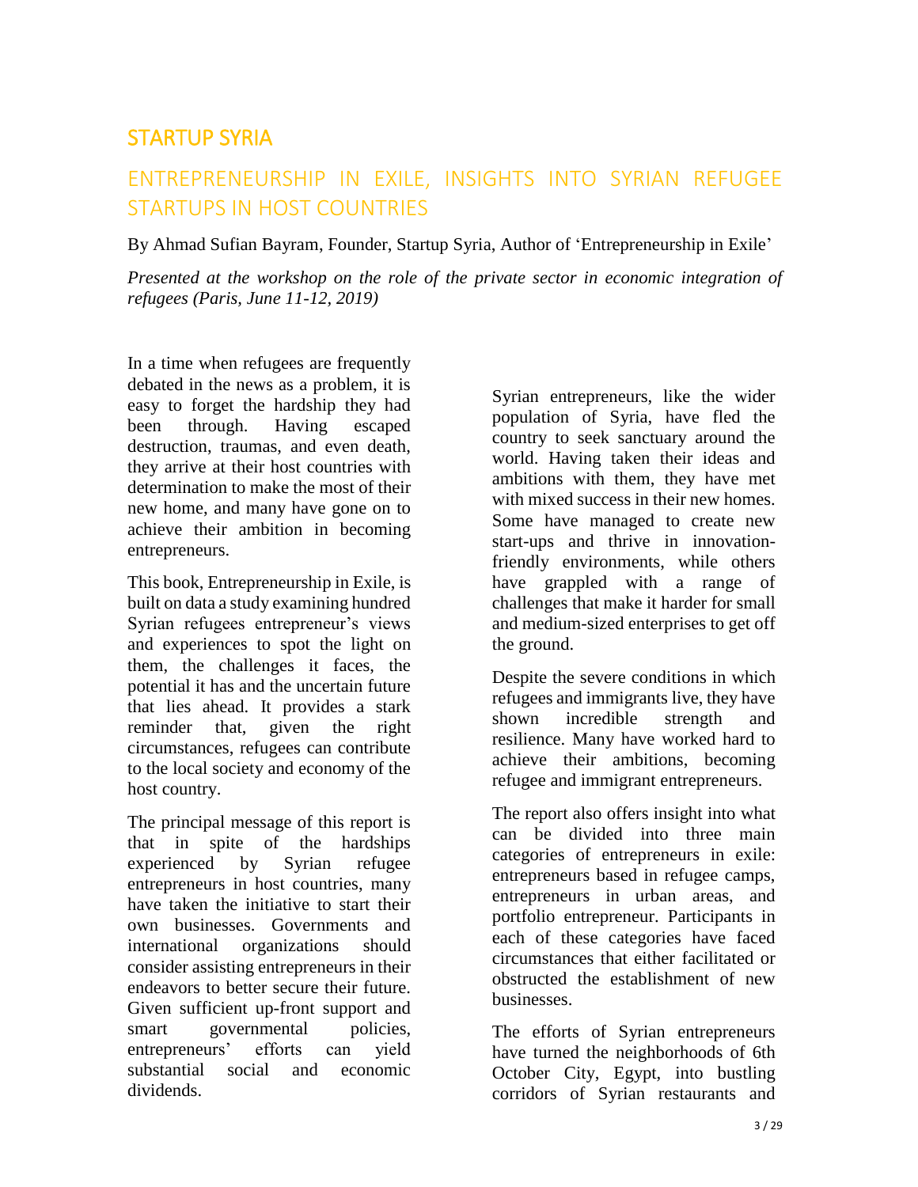## STARTUP SYRIA

### ENTREPRENEURSHIP IN EXILE, INSIGHTS INTO SYRIAN REFUGEE STARTUPS IN HOST COUNTRIES

By Ahmad Sufian Bayram, Founder, Startup Syria, Author of 'Entrepreneurship in Exile'

*Presented at the workshop on the role of the private sector in economic integration of refugees (Paris, June 11-12, 2019)*

In a time when refugees are frequently debated in the news as a problem, it is easy to forget the hardship they had been through. Having escaped destruction, traumas, and even death, they arrive at their host countries with determination to make the most of their new home, and many have gone on to achieve their ambition in becoming entrepreneurs.

This book, Entrepreneurship in Exile, is built on data a study examining hundred Syrian refugees entrepreneur's views and experiences to spot the light on them, the challenges it faces, the potential it has and the uncertain future that lies ahead. It provides a stark reminder that, given the right circumstances, refugees can contribute to the local society and economy of the host country.

The principal message of this report is that in spite of the hardships experienced by Syrian refugee entrepreneurs in host countries, many have taken the initiative to start their own businesses. Governments and international organizations should consider assisting entrepreneurs in their endeavors to better secure their future. Given sufficient up-front support and smart governmental policies, entrepreneurs' efforts can yield substantial social and economic dividends.

Syrian entrepreneurs, like the wider population of Syria, have fled the country to seek sanctuary around the world. Having taken their ideas and ambitions with them, they have met with mixed success in their new homes. Some have managed to create new start-ups and thrive in innovation-friendly environments, while others have grappled with a range of challenges that make it harder for small and medium-sized enterprises to get off the ground.

Despite the severe conditions in which refugees and immigrants live, they have shown incredible strength and resilience. Many have worked hard to achieve their ambitions, becoming refugee and immigrant entrepreneurs.

The report also offers insight into what can be divided into three main categories of entrepreneurs in exile: entrepreneurs based in refugee camps, entrepreneurs in urban areas, and portfolio entrepreneur. Participants in each of these categories have faced circumstances that either facilitated or obstructed the establishment of new businesses.

The efforts of Syrian entrepreneurs have turned the neighborhoods of 6th October City, Egypt, into bustling corridors of Syrian restaurants and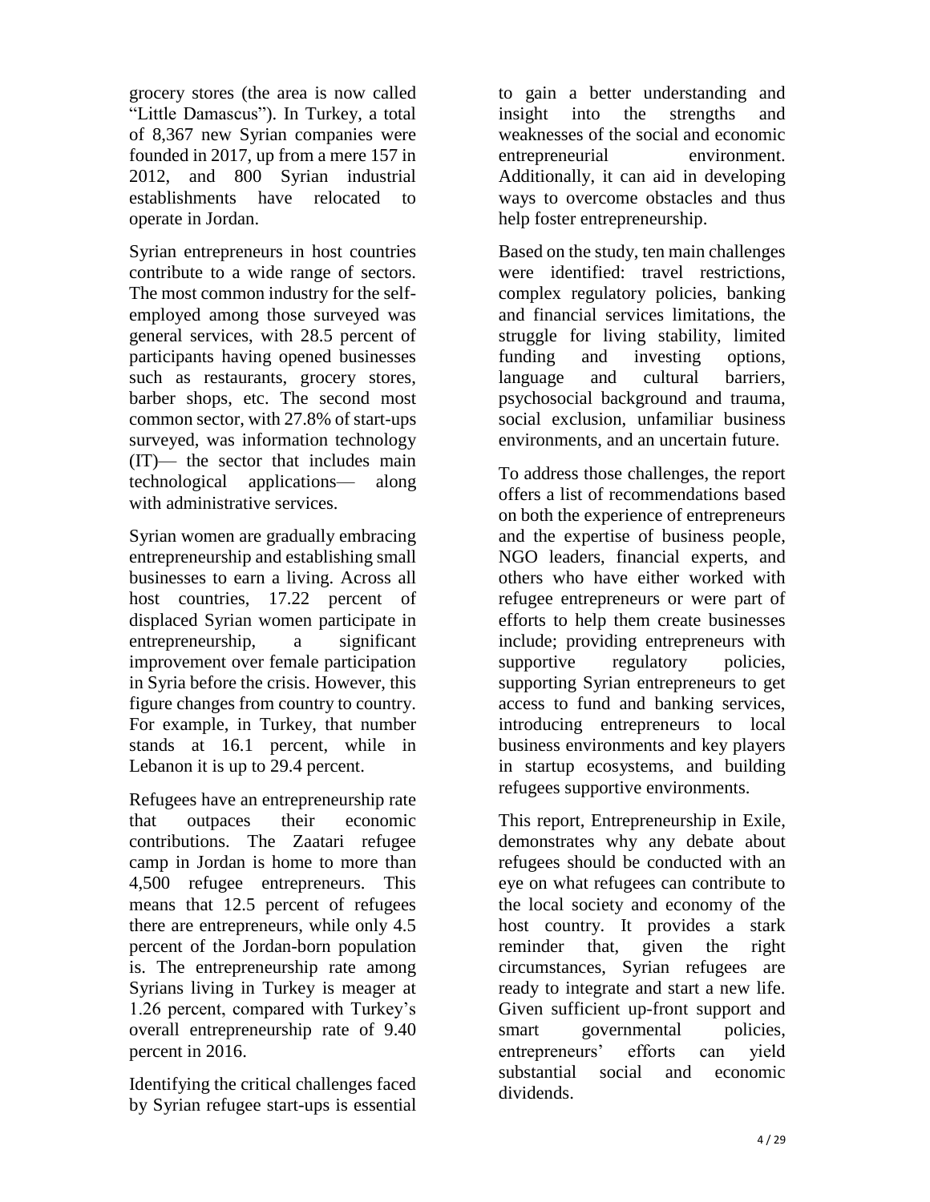grocery stores (the area is now called "Little Damascus"). In Turkey, a total of 8,367 new Syrian companies were founded in 2017, up from a mere 157 in 2012, and 800 Syrian industrial establishments have relocated to operate in Jordan.

Syrian entrepreneurs in host countries contribute to a wide range of sectors. The most common industry for the self-employed among those surveyed was general services, with 28.5 percent of participants having opened businesses such as restaurants, grocery stores, barber shops, etc. The second most common sector, with 27.8% of start-ups surveyed, was information technology (IT)— the sector that includes main technological applications— along with administrative services.

Syrian women are gradually embracing entrepreneurship and establishing small businesses to earn a living. Across all host countries, 17.22 percent of displaced Syrian women participate in entrepreneurship, a significant improvement over female participation in Syria before the crisis. However, this figure changes from country to country. For example, in Turkey, that number stands at 16.1 percent, while in Lebanon it is up to 29.4 percent.

Refugees have an entrepreneurship rate that outpaces their economic contributions. The Zaatari refugee camp in Jordan is home to more than 4,500 refugee entrepreneurs. This means that 12.5 percent of refugees there are entrepreneurs, while only 4.5 percent of the Jordan-born population is. The entrepreneurship rate among Syrians living in Turkey is meager at 1.26 percent, compared with Turkey's overall entrepreneurship rate of 9.40 percent in 2016.

Identifying the critical challenges faced by Syrian refugee start-ups is essential to gain a better understanding and insight into the strengths and weaknesses of the social and economic entrepreneurial environment. Additionally, it can aid in developing ways to overcome obstacles and thus help foster entrepreneurship.

Based on the study, ten main challenges were identified: travel restrictions, complex regulatory policies, banking and financial services limitations, the struggle for living stability, limited funding and investing options, language and cultural barriers, psychosocial background and trauma, social exclusion, unfamiliar business environments, and an uncertain future.

To address those challenges, the report offers a list of recommendations based on both the experience of entrepreneurs and the expertise of business people, NGO leaders, financial experts, and others who have either worked with refugee entrepreneurs or were part of efforts to help them create businesses include; providing entrepreneurs with supportive regulatory policies, supporting Syrian entrepreneurs to get access to fund and banking services, introducing entrepreneurs to local business environments and key players in startup ecosystems, and building refugees supportive environments.

This report, Entrepreneurship in Exile, demonstrates why any debate about refugees should be conducted with an eye on what refugees can contribute to the local society and economy of the host country. It provides a stark reminder that, given the right circumstances, Syrian refugees are ready to integrate and start a new life. Given sufficient up-front support and smart governmental policies, entrepreneurs' efforts can yield substantial social and economic dividends.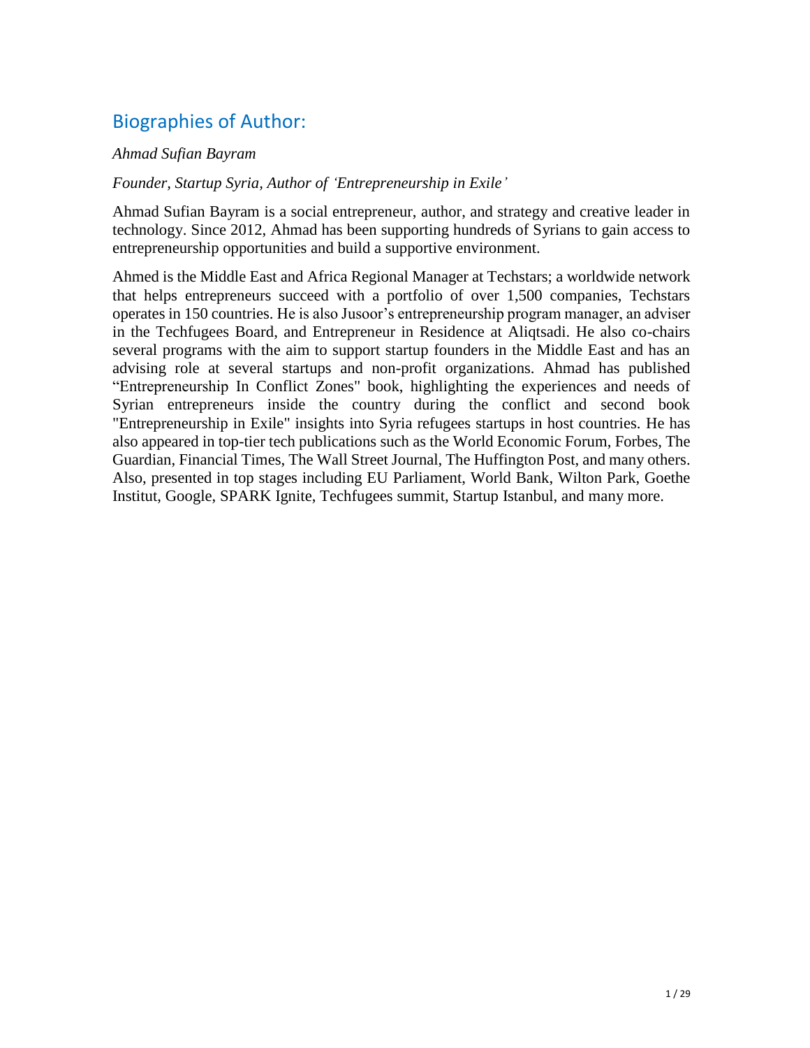## Biographies of Author:

*Ahmad Sufian Bayram*

*Founder, Startup Syria, Author of 'Entrepreneurship in Exile'*

Ahmad Sufian Bayram is a social entrepreneur, author, and strategy and creative leader in technology. Since 2012, Ahmad has been supporting hundreds of Syrians to gain access to entrepreneurship opportunities and build a supportive environment.

Ahmed is the Middle East and Africa Regional Manager at Techstars; a worldwide network that helps entrepreneurs succeed with a portfolio of over 1,500 companies, Techstars operates in 150 countries. He is also Jusoor's entrepreneurship program manager, an adviser in the Techfugees Board, and Entrepreneur in Residence at Aliqtsadi. He also co-chairs several programs with the aim to support startup founders in the Middle East and has an advising role at several startups and non-profit organizations. Ahmad has published "Entrepreneurship In Conflict Zones" book, highlighting the experiences and needs of Syrian entrepreneurs inside the country during the conflict and second book "Entrepreneurship in Exile" insights into Syria refugees startups in host countries. He has also appeared in top-tier tech publications such as the World Economic Forum, Forbes, The Guardian, Financial Times, The Wall Street Journal, The Huffington Post, and many others. Also, presented in top stages including EU Parliament, World Bank, Wilton Park, Goethe Institut, Google, SPARK Ignite, Techfugees summit, Startup Istanbul, and many more.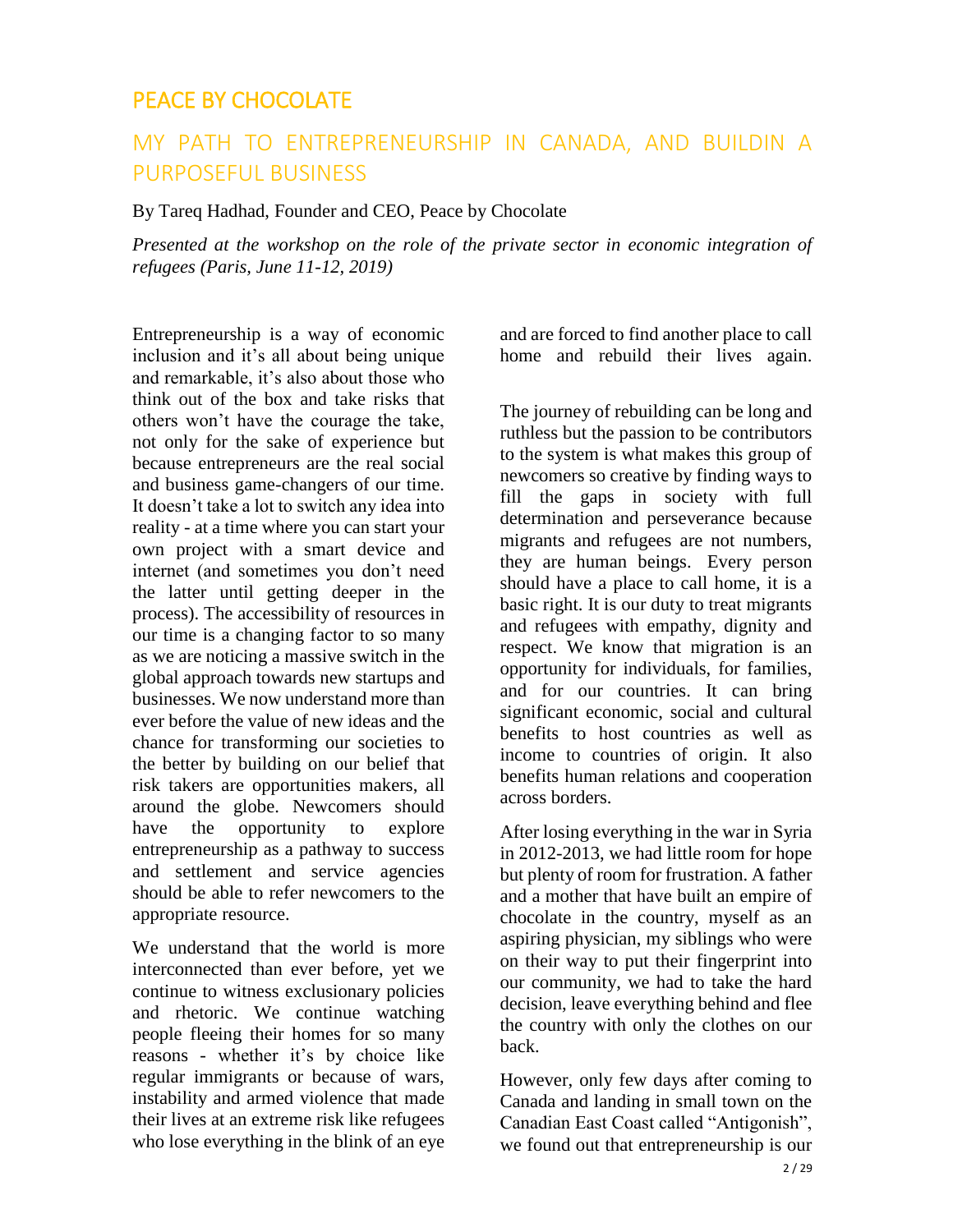## PEACE BY CHOCOLATE

### MY PATH TO ENTREPRENEURSHIP IN CANADA, AND BUILDIN A PURPOSEFUL BUSINESS

By Tareq Hadhad, Founder and CEO, Peace by Chocolate

*Presented at the workshop on the role of the private sector in economic integration of refugees (Paris, June 11-12, 2019)*

Entrepreneurship is a way of economic inclusion and it's all about being unique and remarkable, it's also about those who think out of the box and take risks that others won't have the courage the take, not only for the sake of experience but because entrepreneurs are the real social and business game-changers of our time. It doesn't take a lot to switch any idea into reality - at a time where you can start your own project with a smart device and internet (and sometimes you don't need the latter until getting deeper in the process). The accessibility of resources in our time is a changing factor to so many as we are noticing a massive switch in the global approach towards new startups and businesses. We now understand more than ever before the value of new ideas and the chance for transforming our societies to the better by building on our belief that risk takers are opportunities makers, all around the globe. Newcomers should have the opportunity to explore entrepreneurship as a pathway to success and settlement and service agencies should be able to refer newcomers to the appropriate resource.

We understand that the world is more interconnected than ever before, yet we continue to witness exclusionary policies and rhetoric. We continue watching people fleeing their homes for so many reasons - whether it's by choice like regular immigrants or because of wars, instability and armed violence that made their lives at an extreme risk like refugees who lose everything in the blink of an eye and are forced to find another place to call home and rebuild their lives again.

The journey of rebuilding can be long and ruthless but the passion to be contributors to the system is what makes this group of newcomers so creative by finding ways to fill the gaps in society with full determination and perseverance because migrants and refugees are not numbers, they are human beings. Every person should have a place to call home, it is a basic right. It is our duty to treat migrants and refugees with empathy, dignity and respect. We know that migration is an opportunity for individuals, for families, and for our countries. It can bring significant economic, social and cultural benefits to host countries as well as income to countries of origin. It also benefits human relations and cooperation across borders.

After losing everything in the war in Syria in 2012-2013, we had little room for hope but plenty of room for frustration. A father and a mother that have built an empire of chocolate in the country, myself as an aspiring physician, my siblings who were on their way to put their fingerprint into our community, we had to take the hard decision, leave everything behind and flee the country with only the clothes on our back.

However, only few days after coming to Canada and landing in small town on the Canadian East Coast called "Antigonish", we found out that entrepreneurship is our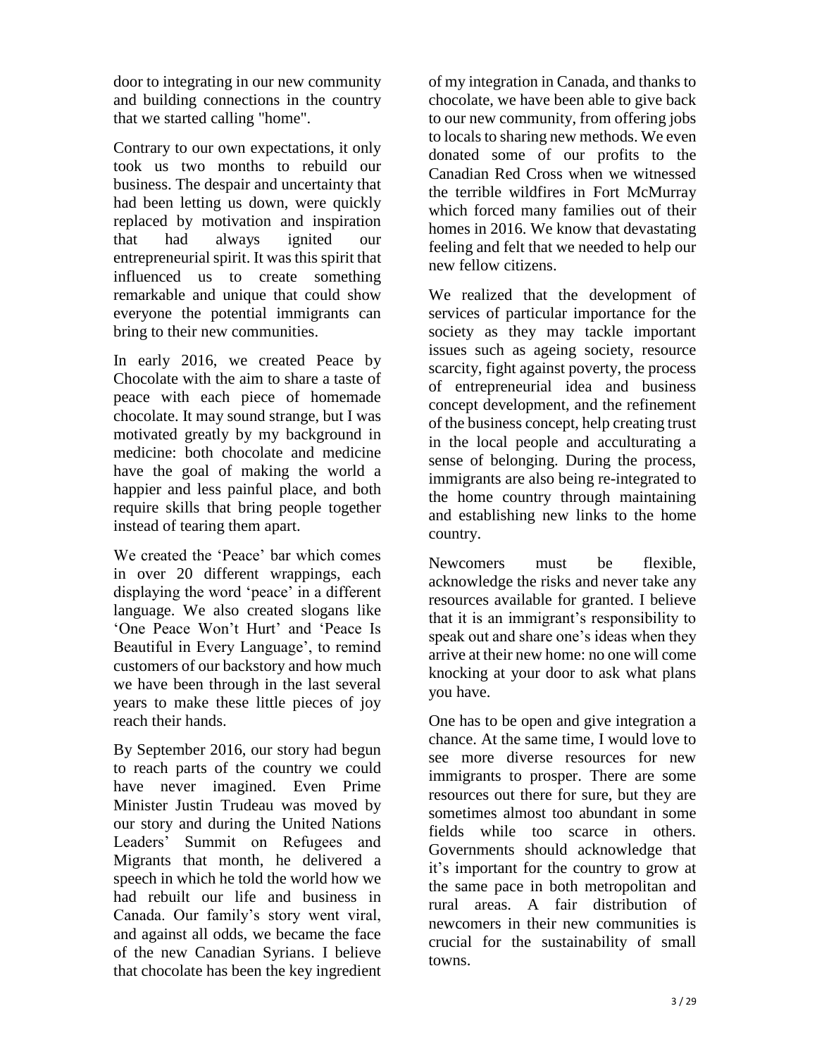door to integrating in our new community and building connections in the country that we started calling "home".

Contrary to our own expectations, it only took us two months to rebuild our business. The despair and uncertainty that had been letting us down, were quickly replaced by motivation and inspiration that had always ignited our entrepreneurial spirit. It was this spirit that influenced us to create something remarkable and unique that could show everyone the potential immigrants can bring to their new communities.

In early 2016, we created Peace by Chocolate with the aim to share a taste of peace with each piece of homemade chocolate. It may sound strange, but I was motivated greatly by my background in medicine: both chocolate and medicine have the goal of making the world a happier and less painful place, and both require skills that bring people together instead of tearing them apart.

We created the 'Peace' bar which comes in over 20 different wrappings, each displaying the word 'peace' in a different language. We also created slogans like 'One Peace Won't Hurt' and 'Peace Is Beautiful in Every Language', to remind customers of our backstory and how much we have been through in the last several years to make these little pieces of joy reach their hands.

By September 2016, our story had begun to reach parts of the country we could have never imagined. Even Prime Minister Justin Trudeau was moved by our story and during the United Nations Leaders' Summit on Refugees and Migrants that month, he delivered a speech in which he told the world how we had rebuilt our life and business in Canada. Our family's story went viral, and against all odds, we became the face of the new Canadian Syrians. I believe that chocolate has been the key ingredient of my integration in Canada, and thanks to chocolate, we have been able to give back to our new community, from offering jobs to locals to sharing new methods. We even donated some of our profits to the Canadian Red Cross when we witnessed the terrible wildfires in Fort McMurray which forced many families out of their homes in 2016. We know that devastating feeling and felt that we needed to help our new fellow citizens.

We realized that the development of services of particular importance for the society as they may tackle important issues such as ageing society, resource scarcity, fight against poverty, the process of entrepreneurial idea and business concept development, and the refinement of the business concept, help creating trust in the local people and acculturating a sense of belonging. During the process, immigrants are also being re-integrated to the home country through maintaining and establishing new links to the home country.

Newcomers must be flexible, acknowledge the risks and never take any resources available for granted. I believe that it is an immigrant's responsibility to speak out and share one's ideas when they arrive at their new home: no one will come knocking at your door to ask what plans you have.

One has to be open and give integration a chance. At the same time, I would love to see more diverse resources for new immigrants to prosper. There are some resources out there for sure, but they are sometimes almost too abundant in some fields while too scarce in others. Governments should acknowledge that it's important for the country to grow at the same pace in both metropolitan and rural areas. A fair distribution of newcomers in their new communities is crucial for the sustainability of small towns.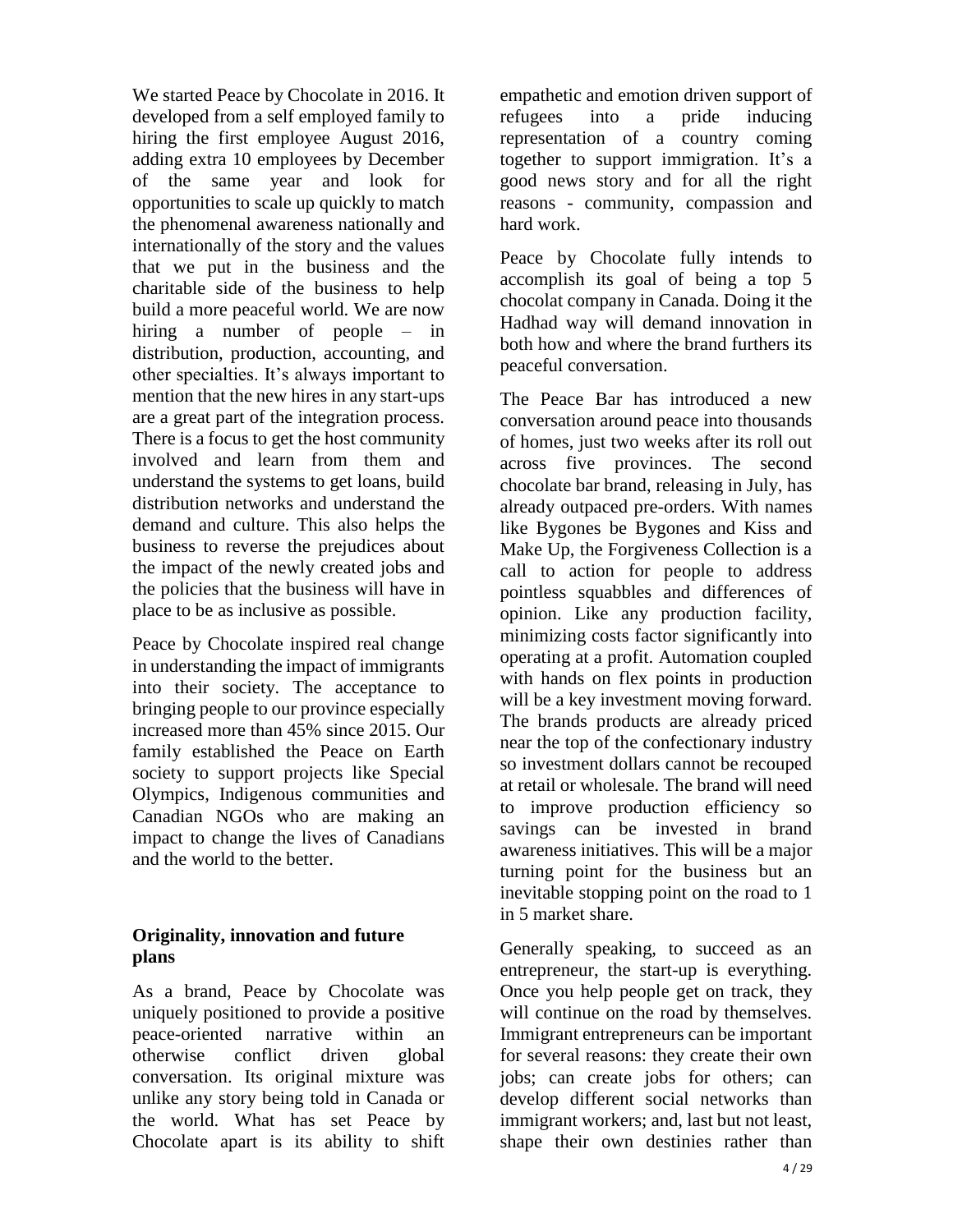We started Peace by Chocolate in 2016. It developed from a self employed family to hiring the first employee August 2016, adding extra 10 employees by December of the same year and look for opportunities to scale up quickly to match the phenomenal awareness nationally and internationally of the story and the values that we put in the business and the charitable side of the business to help build a more peaceful world. We are now hiring a number of people – in distribution, production, accounting, and other specialties. It's always important to mention that the new hires in any start-ups are a great part of the integration process. There is a focus to get the host community involved and learn from them and understand the systems to get loans, build distribution networks and understand the demand and culture. This also helps the business to reverse the prejudices about the impact of the newly created jobs and the policies that the business will have in place to be as inclusive as possible.

Peace by Chocolate inspired real change in understanding the impact of immigrants into their society. The acceptance to bringing people to our province especially increased more than 45% since 2015. Our family established the Peace on Earth society to support projects like Special Olympics, Indigenous communities and Canadian NGOs who are making an impact to change the lives of Canadians and the world to the better.

### Originality, innovation and future plans

As a brand, Peace by Chocolate was uniquely positioned to provide a positive peace-oriented narrative within an otherwise conflict driven global conversation. Its original mixture was unlike any story being told in Canada or the world. What has set Peace by Chocolate apart is its ability to shift empathetic and emotion driven support of refugees into a pride inducing representation of a country coming together to support immigration. It's a good news story and for all the right reasons - community, compassion and hard work.

Peace by Chocolate fully intends to accomplish its goal of being a top 5 chocolat company in Canada. Doing it the Hadhad way will demand innovation in both how and where the brand furthers its peaceful conversation.

The Peace Bar has introduced a new conversation around peace into thousands of homes, just two weeks after its roll out across five provinces. The second chocolate bar brand, releasing in July, has already outpaced pre-orders. With names like Bygones be Bygones and Kiss and Make Up, the Forgiveness Collection is a call to action for people to address pointless squabbles and differences of opinion. Like any production facility, minimizing costs factor significantly into operating at a profit. Automation coupled with hands on flex points in production will be a key investment moving forward. The brands products are already priced near the top of the confectionary industry so investment dollars cannot be recouped at retail or wholesale. The brand will need to improve production efficiency so savings can be invested in brand awareness initiatives. This will be a major turning point for the business but an inevitable stopping point on the road to 1 in 5 market share.

Generally speaking, to succeed as an entrepreneur, the start-up is everything. Once you help people get on track, they will continue on the road by themselves. Immigrant entrepreneurs can be important for several reasons: they create their own jobs; can create jobs for others; can develop different social networks than immigrant workers; and, last but not least, shape their own destinies rather than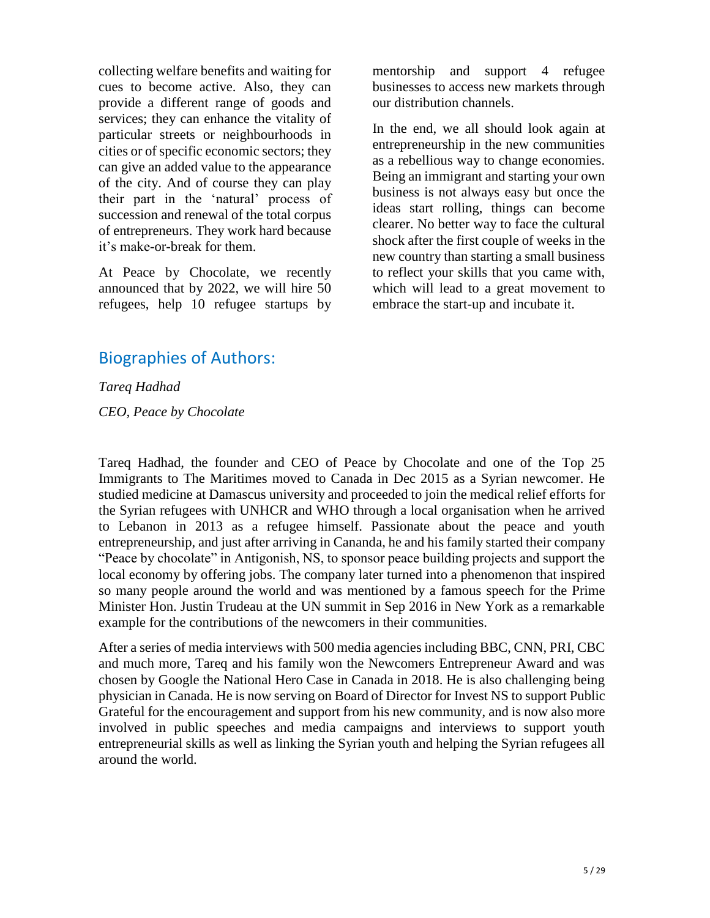collecting welfare benefits and waiting for cues to become active. Also, they can provide a different range of goods and services; they can enhance the vitality of particular streets or neighbourhoods in cities or of specific economic sectors; they can give an added value to the appearance of the city. And of course they can play their part in the 'natural' process of succession and renewal of the total corpus of entrepreneurs. They work hard because it's make-or-break for them.

At Peace by Chocolate, we recently announced that by 2022, we will hire 50 refugees, help 10 refugee startups by mentorship and support 4 refugee businesses to access new markets through our distribution channels.

In the end, we all should look again at entrepreneurship in the new communities as a rebellious way to change economies. Being an immigrant and starting your own business is not always easy but once the ideas start rolling, things can become clearer. No better way to face the cultural shock after the first couple of weeks in the new country than starting a small business to reflect your skills that you came with, which will lead to a great movement to embrace the start-up and incubate it.

## Biographies of Authors:

*Tareq Hadhad*

*CEO, Peace by Chocolate*

Tareq Hadhad, the founder and CEO of Peace by Chocolate and one of the Top 25 Immigrants to The Maritimes moved to Canada in Dec 2015 as a Syrian newcomer. He studied medicine at Damascus university and proceeded to join the medical relief efforts for the Syrian refugees with UNHCR and WHO through a local organisation when he arrived to Lebanon in 2013 as a refugee himself. Passionate about the peace and youth entrepreneurship, and just after arriving in Cananda, he and his family started their company "Peace by chocolate" in Antigonish, NS, to sponsor peace building projects and support the local economy by offering jobs. The company later turned into a phenomenon that inspired so many people around the world and was mentioned by a famous speech for the Prime Minister Hon. Justin Trudeau at the UN summit in Sep 2016 in New York as a remarkable example for the contributions of the newcomers in their communities.

After a series of media interviews with 500 media agencies including BBC, CNN, PRI, CBC and much more, Tareq and his family won the Newcomers Entrepreneur Award and was chosen by Google the National Hero Case in Canada in 2018. He is also challenging being physician in Canada. He is now serving on Board of Director for Invest NS to support Public Grateful for the encouragement and support from his new community, and is now also more involved in public speeches and media campaigns and interviews to support youth entrepreneurial skills as well as linking the Syrian youth and helping the Syrian refugees all around the world.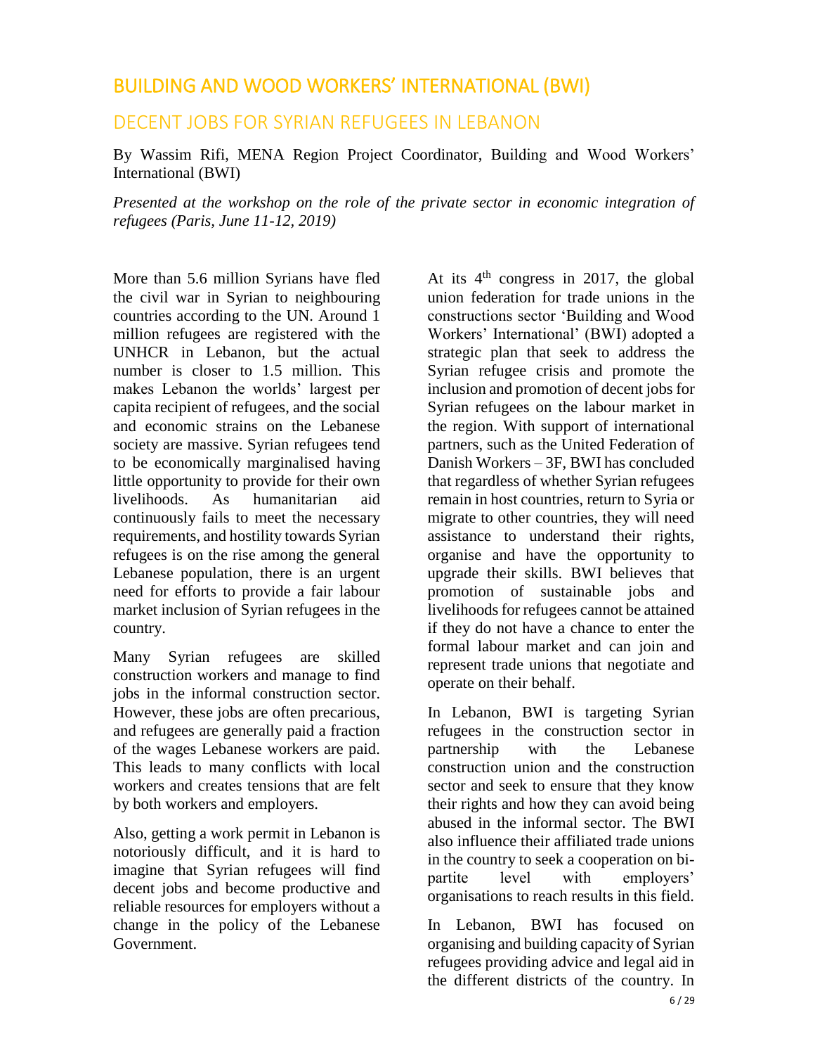## BUILDING AND WOOD WORKERS' INTERNATIONAL (BWI)

### DECENT JOBS FOR SYRIAN REFUGEES IN LEBANON

By Wassim Rifi, MENA Region Project Coordinator, Building and Wood Workers' International (BWI)

*Presented at the workshop on the role of the private sector in economic integration of refugees (Paris, June 11-12, 2019)*

More than 5.6 million Syrians have fled the civil war in Syrian to neighbouring countries according to the UN. Around 1 million refugees are registered with the UNHCR in Lebanon, but the actual number is closer to 1.5 million. This makes Lebanon the worlds' largest per capita recipient of refugees, and the social and economic strains on the Lebanese society are massive. Syrian refugees tend to be economically marginalised having little opportunity to provide for their own livelihoods. As humanitarian aid continuously fails to meet the necessary requirements, and hostility towards Syrian refugees is on the rise among the general Lebanese population, there is an urgent need for efforts to provide a fair labour market inclusion of Syrian refugees in the country.

Many Syrian refugees are skilled construction workers and manage to find jobs in the informal construction sector. However, these jobs are often precarious, and refugees are generally paid a fraction of the wages Lebanese workers are paid. This leads to many conflicts with local workers and creates tensions that are felt by both workers and employers.

Also, getting a work permit in Lebanon is notoriously difficult, and it is hard to imagine that Syrian refugees will find decent jobs and become productive and reliable resources for employers without a change in the policy of the Lebanese Government.

At its 4th congress in 2017, the global union federation for trade unions in the constructions sector 'Building and Wood Workers' International' (BWI) adopted a strategic plan that seek to address the Syrian refugee crisis and promote the inclusion and promotion of decent jobs for Syrian refugees on the labour market in the region. With support of international partners, such as the United Federation of Danish Workers – 3F, BWI has concluded that regardless of whether Syrian refugees remain in host countries, return to Syria or migrate to other countries, they will need assistance to understand their rights, organise and have the opportunity to upgrade their skills. BWI believes that promotion of sustainable jobs and livelihoods for refugees cannot be attained if they do not have a chance to enter the formal labour market and can join and represent trade unions that negotiate and operate on their behalf.

In Lebanon, BWI is targeting Syrian refugees in the construction sector in partnership with the Lebanese construction union and the construction sector and seek to ensure that they know their rights and how they can avoid being abused in the informal sector. The BWI also influence their affiliated trade unions in the country to seek a cooperation on bi-partite level with employers' organisations to reach results in this field.

In Lebanon, BWI has focused on organising and building capacity of Syrian refugees providing advice and legal aid in the different districts of the country. In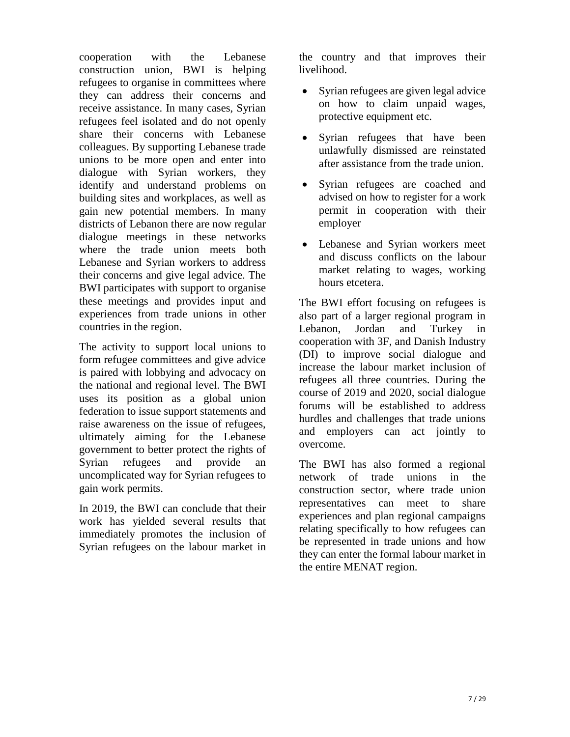cooperation with the Lebanese construction union, BWI is helping refugees to organise in committees where they can address their concerns and receive assistance. In many cases, Syrian refugees feel isolated and do not openly share their concerns with Lebanese colleagues. By supporting Lebanese trade unions to be more open and enter into dialogue with Syrian workers, they identify and understand problems on building sites and workplaces, as well as gain new potential members. In many districts of Lebanon there are now regular dialogue meetings in these networks where the trade union meets both Lebanese and Syrian workers to address their concerns and give legal advice. The BWI participates with support to organise these meetings and provides input and experiences from trade unions in other countries in the region.

The activity to support local unions to form refugee committees and give advice is paired with lobbying and advocacy on the national and regional level. The BWI uses its position as a global union federation to issue support statements and raise awareness on the issue of refugees, ultimately aiming for the Lebanese government to better protect the rights of Syrian refugees and provide an uncomplicated way for Syrian refugees to gain work permits.

In 2019, the BWI can conclude that their work has yielded several results that immediately promotes the inclusion of Syrian refugees on the labour market in the country and that improves their livelihood.

- Syrian refugees are given legal advice on how to claim unpaid wages, protective equipment etc.
- Syrian refugees that have been unlawfully dismissed are reinstated after assistance from the trade union.
- Syrian refugees are coached and advised on how to register for a work permit in cooperation with their employer
- Lebanese and Syrian workers meet and discuss conflicts on the labour market relating to wages, working hours etcetera.

The BWI effort focusing on refugees is also part of a larger regional program in Lebanon, Jordan and Turkey in cooperation with 3F, and Danish Industry (DI) to improve social dialogue and increase the labour market inclusion of refugees all three countries. During the course of 2019 and 2020, social dialogue forums will be established to address hurdles and challenges that trade unions and employers can act jointly to overcome.

The BWI has also formed a regional network of trade unions in the construction sector, where trade union representatives can meet to share experiences and plan regional campaigns relating specifically to how refugees can be represented in trade unions and how they can enter the formal labour market in the entire MENAT region.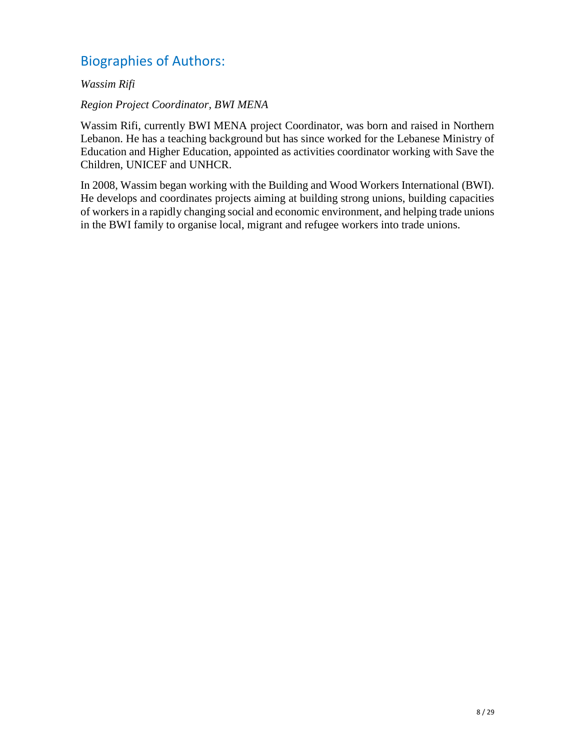## Biographies of Authors:

*Wassim Rifi*

*Region Project Coordinator, BWI MENA*

Wassim Rifi, currently BWI MENA project Coordinator, was born and raised in Northern Lebanon. He has a teaching background but has since worked for the Lebanese Ministry of Education and Higher Education, appointed as activities coordinator working with Save the Children, UNICEF and UNHCR.

In 2008, Wassim began working with the Building and Wood Workers International (BWI). He develops and coordinates projects aiming at building strong unions, building capacities of workers in a rapidly changing social and economic environment, and helping trade unions in the BWI family to organise local, migrant and refugee workers into trade unions.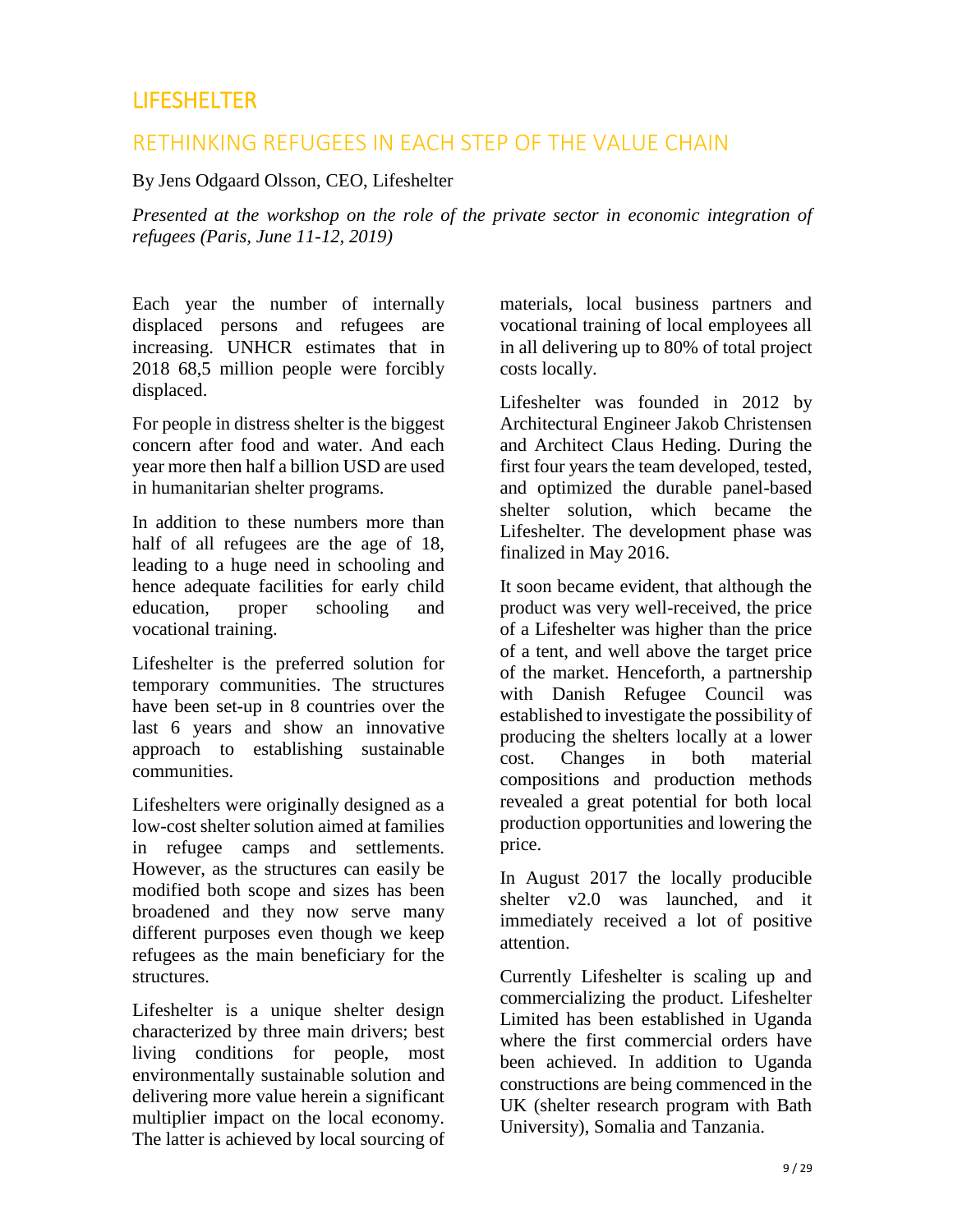# LIFESHELTER

## RETHINKING REFUGEES IN EACH STEP OF THE VALUE CHAIN

By Jens Odgaard Olsson, CEO, Lifeshelter

*Presented at the workshop on the role of the private sector in economic integration of refugees (Paris, June 11-12, 2019)*

Each year the number of internally displaced persons and refugees are increasing. UNHCR estimates that in 2018 68,5 million people were forcibly displaced.

For people in distress shelter is the biggest concern after food and water. And each year more then half a billion USD are used in humanitarian shelter programs.

In addition to these numbers more than half of all refugees are the age of 18, leading to a huge need in schooling and hence adequate facilities for early child education, proper schooling and vocational training.

Lifeshelter is the preferred solution for temporary communities. The structures have been set-up in 8 countries over the last 6 years and show an innovative approach to establishing sustainable communities.

Lifeshelters were originally designed as a low-cost shelter solution aimed at families in refugee camps and settlements. However, as the structures can easily be modified both scope and sizes has been broadened and they now serve many different purposes even though we keep refugees as the main beneficiary for the structures.

Lifeshelter is a unique shelter design characterized by three main drivers; best living conditions for people, most environmentally sustainable solution and delivering more value herein a significant multiplier impact on the local economy. The latter is achieved by local sourcing of materials, local business partners and vocational training of local employees all in all delivering up to 80% of total project costs locally.

Lifeshelter was founded in 2012 by Architectural Engineer Jakob Christensen and Architect Claus Heding. During the first four years the team developed, tested, and optimized the durable panel-based shelter solution, which became the Lifeshelter. The development phase was finalized in May 2016.

It soon became evident, that although the product was very well-received, the price of a Lifeshelter was higher than the price of a tent, and well above the target price of the market. Henceforth, a partnership with Danish Refugee Council was established to investigate the possibility of producing the shelters locally at a lower cost. Changes in both material compositions and production methods revealed a great potential for both local production opportunities and lowering the price.

In August 2017 the locally producible shelter v2.0 was launched, and it immediately received a lot of positive attention.

Currently Lifeshelter is scaling up and commercializing the product. Lifeshelter Limited has been established in Uganda where the first commercial orders have been achieved. In addition to Uganda constructions are being commenced in the UK (shelter research program with Bath University), Somalia and Tanzania.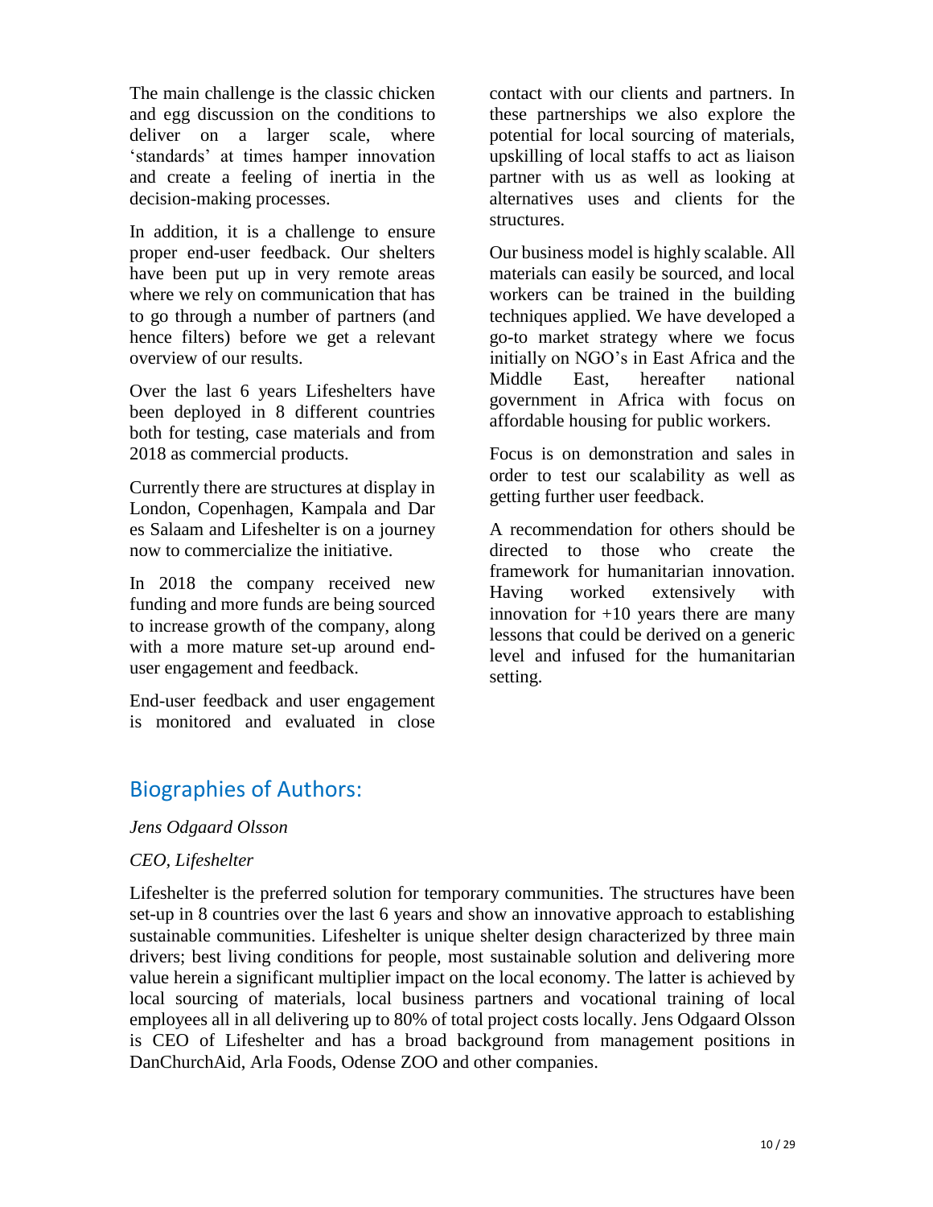The main challenge is the classic chicken and egg discussion on the conditions to deliver on a larger scale, where 'standards' at times hamper innovation and create a feeling of inertia in the decision-making processes.

In addition, it is a challenge to ensure proper end-user feedback. Our shelters have been put up in very remote areas where we rely on communication that has to go through a number of partners (and hence filters) before we get a relevant overview of our results.

Over the last 6 years Lifeshelters have been deployed in 8 different countries both for testing, case materials and from 2018 as commercial products.

Currently there are structures at display in London, Copenhagen, Kampala and Dar es Salaam and Lifeshelter is on a journey now to commercialize the initiative.

In 2018 the company received new funding and more funds are being sourced to increase growth of the company, along with a more mature set-up around end-user engagement and feedback.

End-user feedback and user engagement is monitored and evaluated in close contact with our clients and partners. In these partnerships we also explore the potential for local sourcing of materials, upskilling of local staffs to act as liaison partner with us as well as looking at alternatives uses and clients for the structures.

Our business model is highly scalable. All materials can easily be sourced, and local workers can be trained in the building techniques applied. We have developed a go-to market strategy where we focus initially on NGO's in East Africa and the Middle East, hereafter national government in Africa with focus on affordable housing for public workers.

Focus is on demonstration and sales in order to test our scalability as well as getting further user feedback.

A recommendation for others should be directed to those who create the framework for humanitarian innovation. Having worked extensively with innovation for +10 years there are many lessons that could be derived on a generic level and infused for the humanitarian setting.

## Biographies of Authors:

*Jens Odgaard Olsson*

*CEO, Lifeshelter*

Lifeshelter is the preferred solution for temporary communities. The structures have been set-up in 8 countries over the last 6 years and show an innovative approach to establishing sustainable communities. Lifeshelter is unique shelter design characterized by three main drivers; best living conditions for people, most sustainable solution and delivering more value herein a significant multiplier impact on the local economy. The latter is achieved by local sourcing of materials, local business partners and vocational training of local employees all in all delivering up to 80% of total project costs locally. Jens Odgaard Olsson is CEO of Lifeshelter and has a broad background from management positions in DanChurchAid, Arla Foods, Odense ZOO and other companies.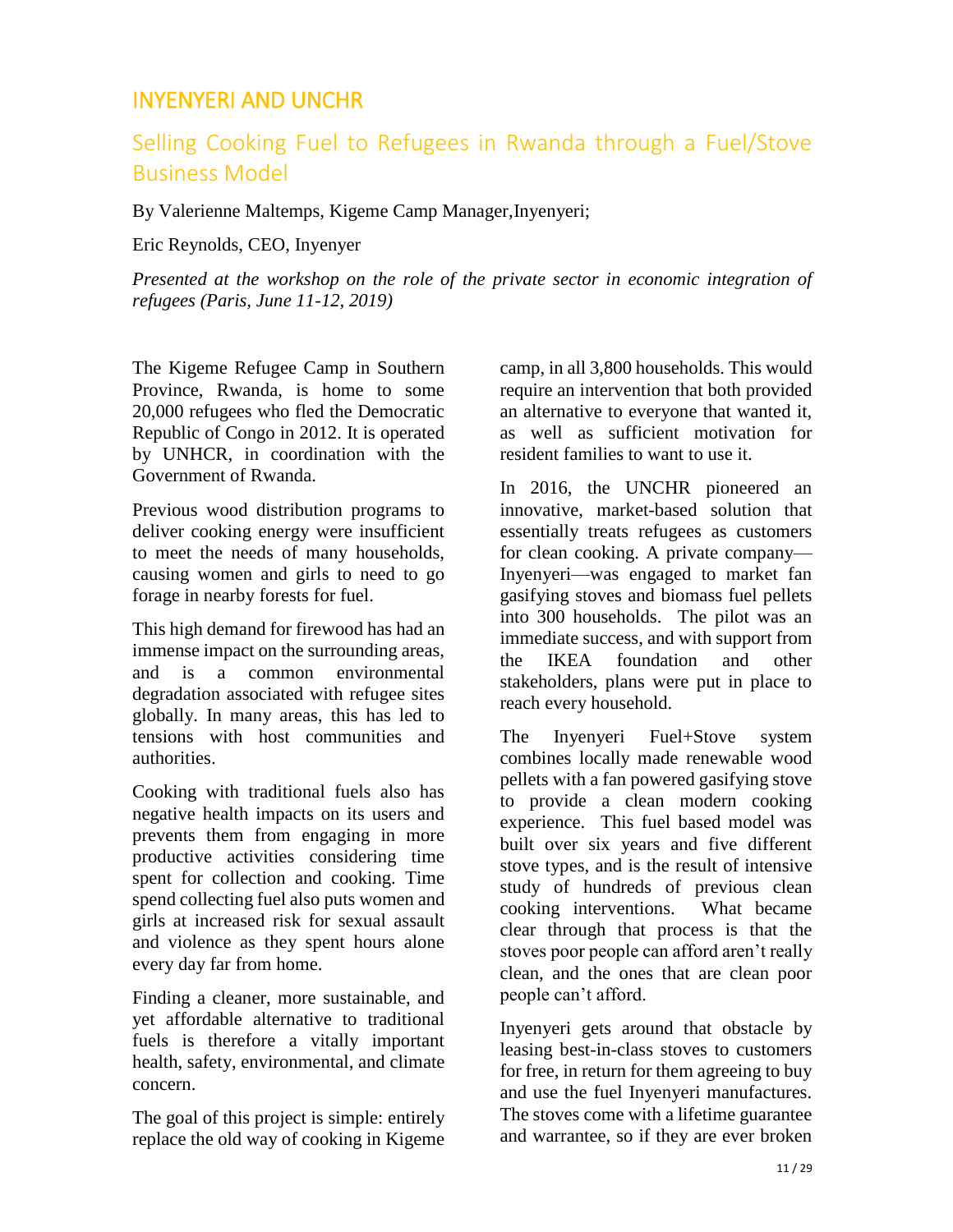## INYENYERI AND UNCHR

### Selling Cooking Fuel to Refugees in Rwanda through a Fuel/Stove Business Model

By Valerienne Maltemps, Kigeme Camp Manager,Inyenyeri;

Eric Reynolds, CEO, Inyenyer

*Presented at the workshop on the role of the private sector in economic integration of refugees (Paris, June 11-12, 2019)*

The Kigeme Refugee Camp in Southern Province, Rwanda, is home to some 20,000 refugees who fled the Democratic Republic of Congo in 2012. It is operated by UNHCR, in coordination with the Government of Rwanda.

Previous wood distribution programs to deliver cooking energy were insufficient to meet the needs of many households, causing women and girls to need to go forage in nearby forests for fuel.

This high demand for firewood has had an immense impact on the surrounding areas, and is a common environmental degradation associated with refugee sites globally. In many areas, this has led to tensions with host communities and authorities.

Cooking with traditional fuels also has negative health impacts on its users and prevents them from engaging in more productive activities considering time spent for collection and cooking. Time spend collecting fuel also puts women and girls at increased risk for sexual assault and violence as they spent hours alone every day far from home.

Finding a cleaner, more sustainable, and yet affordable alternative to traditional fuels is therefore a vitally important health, safety, environmental, and climate concern.

The goal of this project is simple: entirely replace the old way of cooking in Kigeme camp, in all 3,800 households. This would require an intervention that both provided an alternative to everyone that wanted it, as well as sufficient motivation for resident families to want to use it.

In 2016, the UNCHR pioneered an innovative, market-based solution that essentially treats refugees as customers for clean cooking. A private company—Inyenyeri—was engaged to market fan gasifying stoves and biomass fuel pellets into 300 households. The pilot was an immediate success, and with support from the IKEA foundation and other stakeholders, plans were put in place to reach every household.

The Inyenyeri Fuel+Stove system combines locally made renewable wood pellets with a fan powered gasifying stove to provide a clean modern cooking experience. This fuel based model was built over six years and five different stove types, and is the result of intensive study of hundreds of previous clean cooking interventions. What became clear through that process is that the stoves poor people can afford aren't really clean, and the ones that are clean poor people can't afford.

Inyenyeri gets around that obstacle by leasing best-in-class stoves to customers for free, in return for them agreeing to buy and use the fuel Inyenyeri manufactures. The stoves come with a lifetime guarantee and warrantee, so if they are ever broken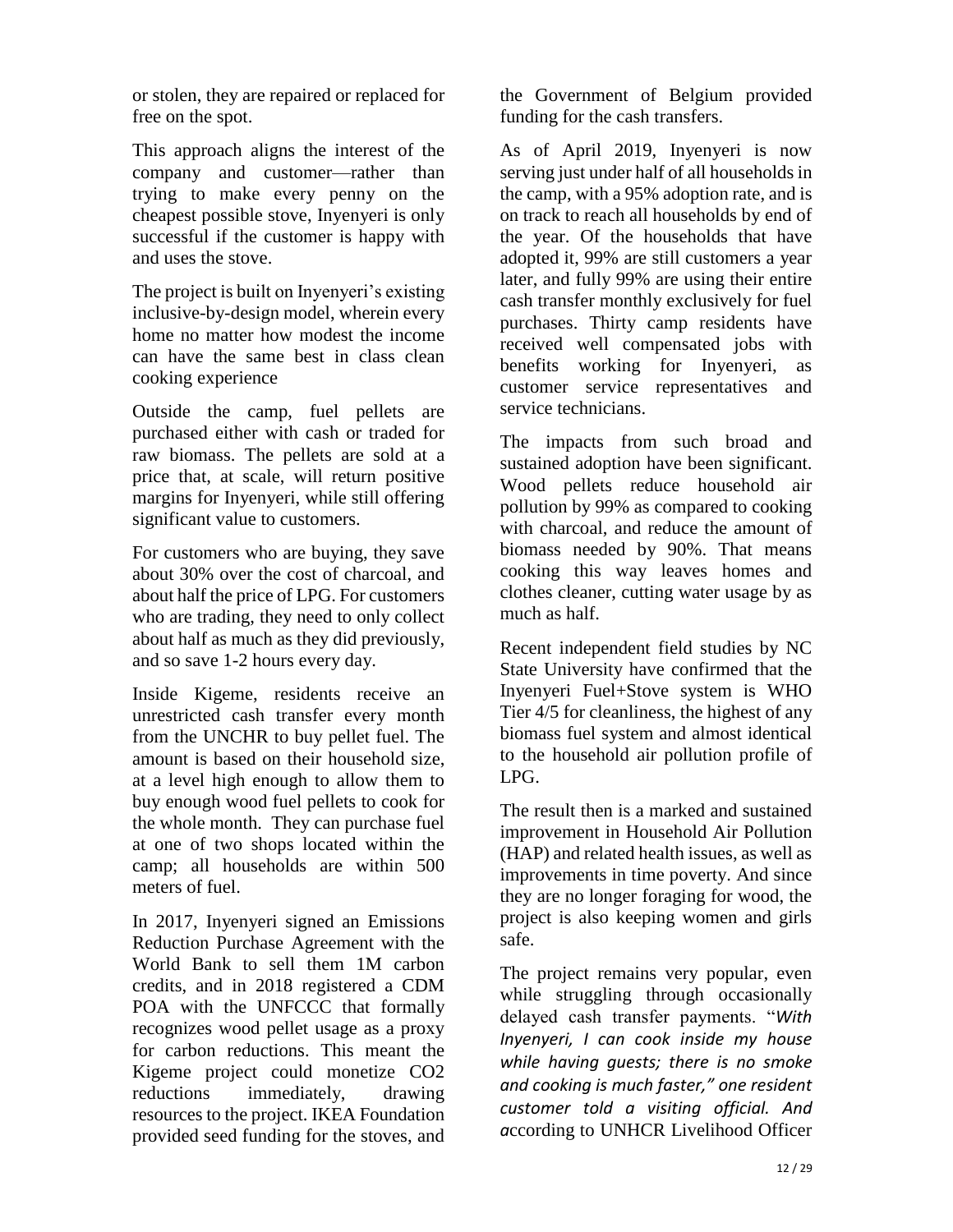or stolen, they are repaired or replaced for free on the spot.

This approach aligns the interest of the company and customer—rather than trying to make every penny on the cheapest possible stove, Inyenyeri is only successful if the customer is happy with and uses the stove.

The project is built on Inyenyeri's existing inclusive-by-design model, wherein every home no matter how modest the income can have the same best in class clean cooking experience

Outside the camp, fuel pellets are purchased either with cash or traded for raw biomass. The pellets are sold at a price that, at scale, will return positive margins for Inyenyeri, while still offering significant value to customers.

For customers who are buying, they save about 30% over the cost of charcoal, and about half the price of LPG. For customers who are trading, they need to only collect about half as much as they did previously, and so save 1-2 hours every day.

Inside Kigeme, residents receive an unrestricted cash transfer every month from the UNCHR to buy pellet fuel. The amount is based on their household size, at a level high enough to allow them to buy enough wood fuel pellets to cook for the whole month. They can purchase fuel at one of two shops located within the camp; all households are within 500 meters of fuel.

In 2017, Inyenyeri signed an Emissions Reduction Purchase Agreement with the World Bank to sell them 1M carbon credits, and in 2018 registered a CDM POA with the UNFCCC that formally recognizes wood pellet usage as a proxy for carbon reductions. This meant the Kigeme project could monetize $CO_2$ reductions immediately, drawing resources to the project. IKEA Foundation provided seed funding for the stoves, and the Government of Belgium provided funding for the cash transfers.

As of April 2019, Inyenyeri is now serving just under half of all households in the camp, with a 95% adoption rate, and is on track to reach all households by end of the year. Of the households that have adopted it, 99% are still customers a year later, and fully 99% are using their entire cash transfer monthly exclusively for fuel purchases. Thirty camp residents have received well compensated jobs with benefits working for Inyenyeri, as customer service representatives and service technicians.

The impacts from such broad and sustained adoption have been significant. Wood pellets reduce household air pollution by 99% as compared to cooking with charcoal, and reduce the amount of biomass needed by 90%. That means cooking this way leaves homes and clothes cleaner, cutting water usage by as much as half.

Recent independent field studies by NC State University have confirmed that the Inyenyeri Fuel+Stove system is WHO Tier 4/5 for cleanliness, the highest of any biomass fuel system and almost identical to the household air pollution profile of LPG.

The result then is a marked and sustained improvement in Household Air Pollution (HAP) and related health issues, as well as improvements in time poverty. And since they are no longer foraging for wood, the project is also keeping women and girls safe.

The project remains very popular, even while struggling through occasionally delayed cash transfer payments. "*With Inyenyeri, I can cook inside my house while having guests; there is no smoke and cooking is much faster," one resident customer told a visiting official. And a*ccording to UNHCR Livelihood Officer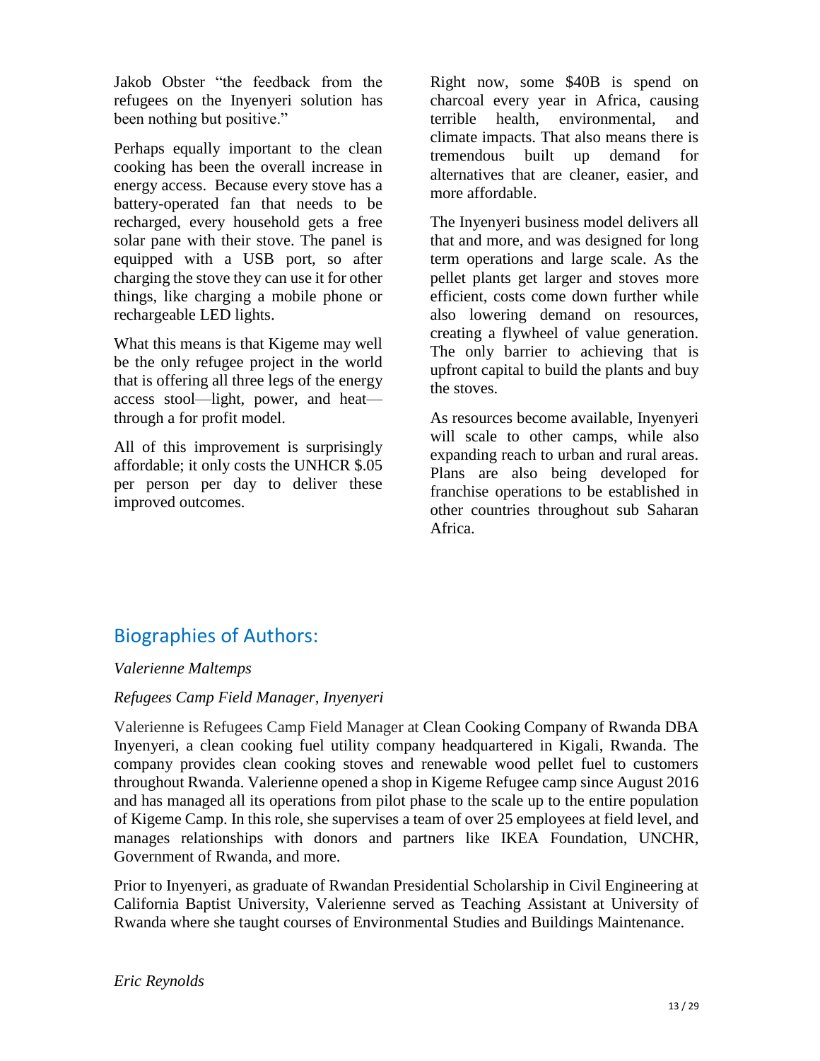Jakob Obster "the feedback from the refugees on the Inyenyeri solution has been nothing but positive."

Perhaps equally important to the clean cooking has been the overall increase in energy access. Because every stove has a battery-operated fan that needs to be recharged, every household gets a free solar pane with their stove. The panel is equipped with a USB port, so after charging the stove they can use it for other things, like charging a mobile phone or rechargeable LED lights.

What this means is that Kigeme may well be the only refugee project in the world that is offering all three legs of the energy access stool—light, power, and heat—through a for profit model.

All of this improvement is surprisingly affordable; it only costs the UNHCR $.05 per person per day to deliver these improved outcomes.

Right now, some $40B is spend on charcoal every year in Africa, causing terrible health, environmental, and climate impacts. That also means there is tremendous built up demand for alternatives that are cleaner, easier, and more affordable.

The Inyenyeri business model delivers all that and more, and was designed for long term operations and large scale. As the pellet plants get larger and stoves more efficient, costs come down further while also lowering demand on resources, creating a flywheel of value generation. The only barrier to achieving that is upfront capital to build the plants and buy the stoves.

As resources become available, Inyenyeri will scale to other camps, while also expanding reach to urban and rural areas. Plans are also being developed for franchise operations to be established in other countries throughout sub Saharan Africa.

## Biographies of Authors:

*Valerienne Maltemps*

*Refugees Camp Field Manager, Inyenyeri*

Valerienne is Refugees Camp Field Manager at Clean Cooking Company of Rwanda DBA Inyenyeri, a clean cooking fuel utility company headquartered in Kigali, Rwanda. The company provides clean cooking stoves and renewable wood pellet fuel to customers throughout Rwanda. Valerienne opened a shop in Kigeme Refugee camp since August 2016 and has managed all its operations from pilot phase to the scale up to the entire population of Kigeme Camp. In this role, she supervises a team of over 25 employees at field level, and manages relationships with donors and partners like IKEA Foundation, UNCHR, Government of Rwanda, and more.

Prior to Inyenyeri, as graduate of Rwandan Presidential Scholarship in Civil Engineering at California Baptist University, Valerienne served as Teaching Assistant at University of Rwanda where she taught courses of Environmental Studies and Buildings Maintenance.

*Eric Reynolds*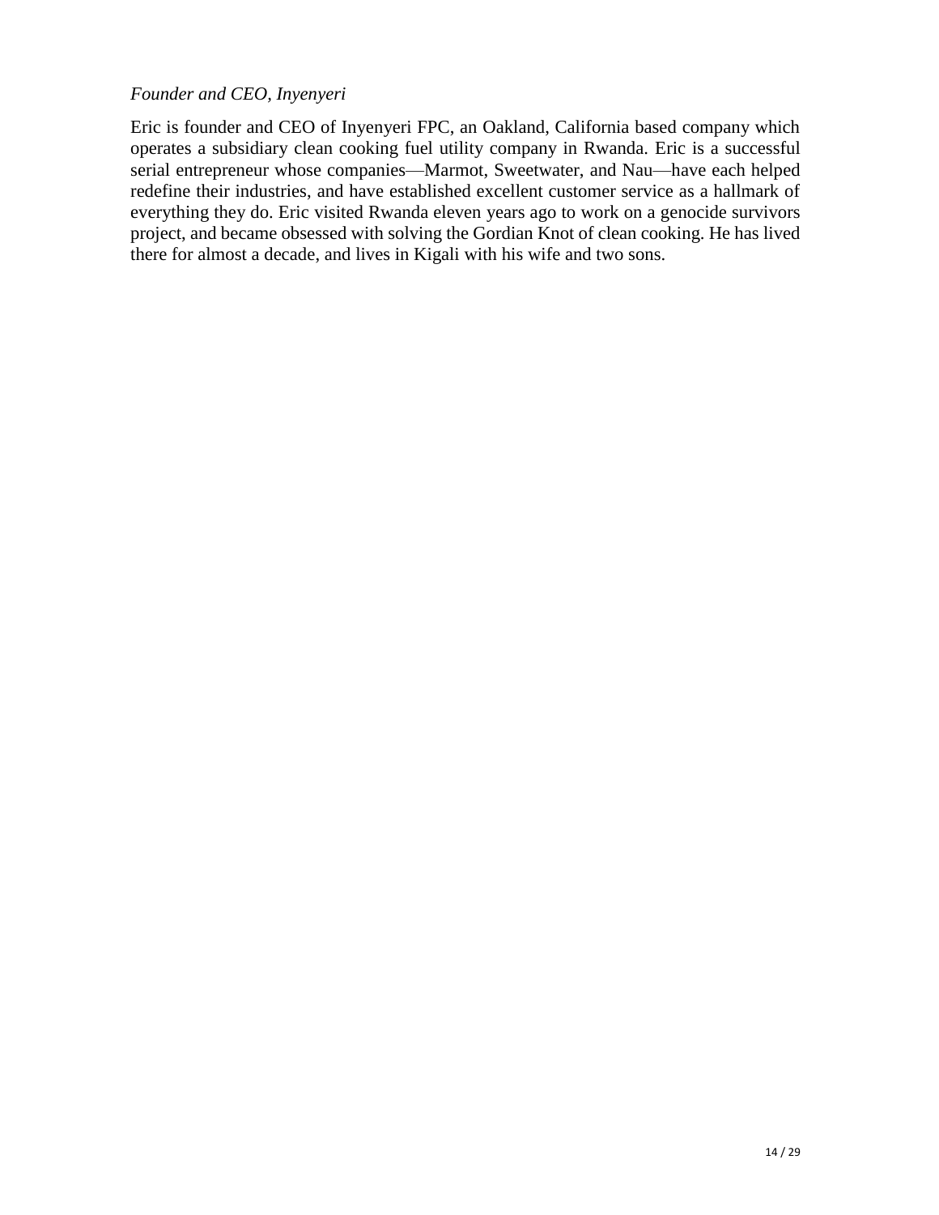*Founder and CEO, Inyenyeri*

Eric is founder and CEO of Inyenyeri FPC, an Oakland, California based company which operates a subsidiary clean cooking fuel utility company in Rwanda. Eric is a successful serial entrepreneur whose companies—Marmot, Sweetwater, and Nau—have each helped redefine their industries, and have established excellent customer service as a hallmark of everything they do. Eric visited Rwanda eleven years ago to work on a genocide survivors project, and became obsessed with solving the Gordian Knot of clean cooking. He has lived there for almost a decade, and lives in Kigali with his wife and two sons.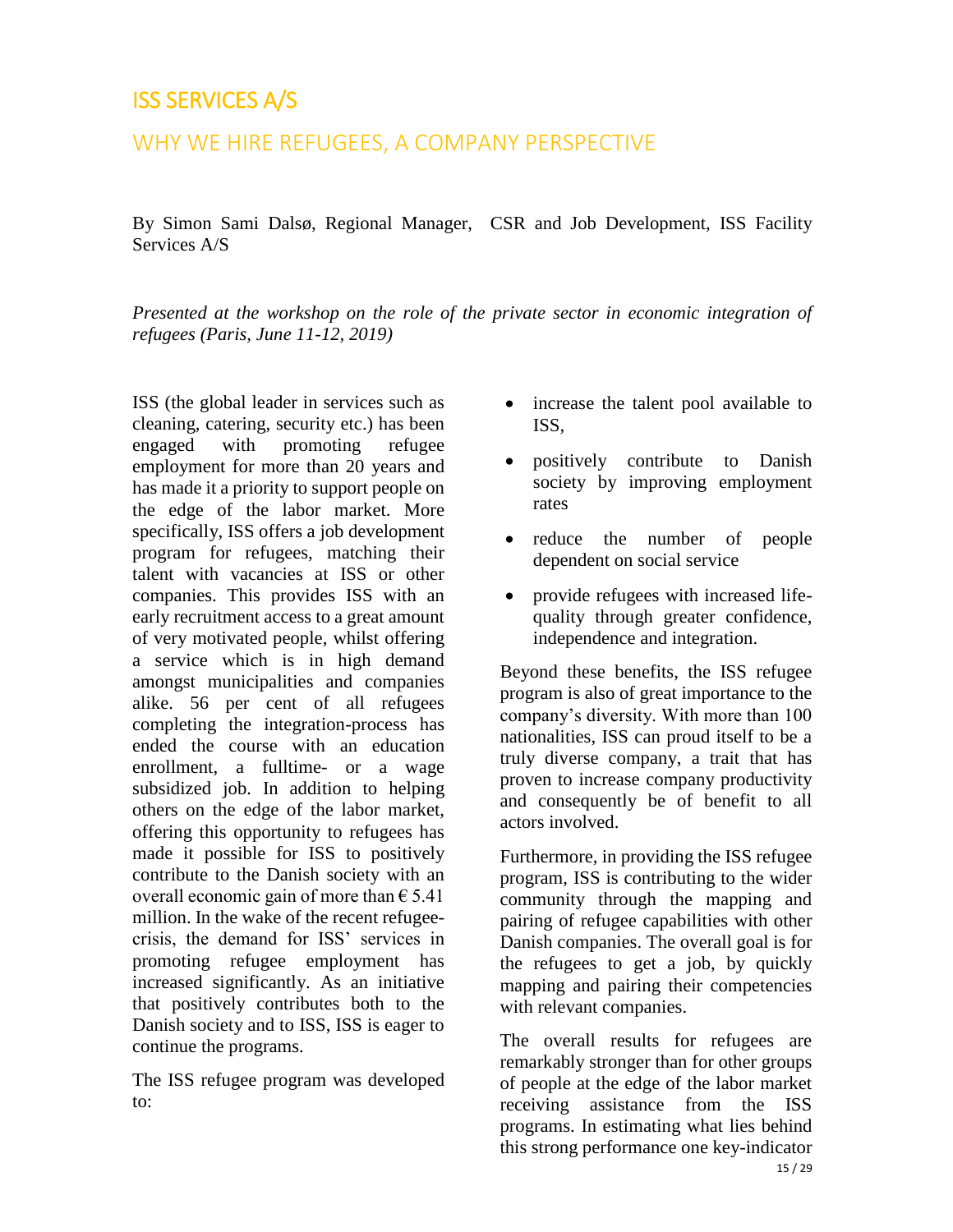## ISS SERVICES A/S

### WHY WE HIRE REFUGEES, A COMPANY PERSPECTIVE

By Simon Sami Dalsø, Regional Manager, CSR and Job Development, ISS Facility Services A/S

*Presented at the workshop on the role of the private sector in economic integration of refugees (Paris, June 11-12, 2019)*

ISS (the global leader in services such as cleaning, catering, security etc.) has been engaged with promoting refugee employment for more than 20 years and has made it a priority to support people on the edge of the labor market. More specifically, ISS offers a job development program for refugees, matching their talent with vacancies at ISS or other companies. This provides ISS with an early recruitment access to a great amount of very motivated people, whilst offering a service which is in high demand amongst municipalities and companies alike. 56 per cent of all refugees completing the integration-process has ended the course with an education enrollment, a fulltime- or a wage subsidized job. In addition to helping others on the edge of the labor market, offering this opportunity to refugees has made it possible for ISS to positively contribute to the Danish society with an overall economic gain of more than € 5.41 million. In the wake of the recent refugee-crisis, the demand for ISS' services in promoting refugee employment has increased significantly. As an initiative that positively contributes both to the Danish society and to ISS, ISS is eager to continue the programs.

The ISS refugee program was developed to:

- increase the talent pool available to ISS,
- positively contribute to Danish society by improving employment rates
- reduce the number of people dependent on social service
- provide refugees with increased life-quality through greater confidence, independence and integration.

Beyond these benefits, the ISS refugee program is also of great importance to the company's diversity. With more than 100 nationalities, ISS can proud itself to be a truly diverse company, a trait that has proven to increase company productivity and consequently be of benefit to all actors involved.

Furthermore, in providing the ISS refugee program, ISS is contributing to the wider community through the mapping and pairing of refugee capabilities with other Danish companies. The overall goal is for the refugees to get a job, by quickly mapping and pairing their competencies with relevant companies.

The overall results for refugees are remarkably stronger than for other groups of people at the edge of the labor market receiving assistance from the ISS programs. In estimating what lies behind this strong performance one key-indicator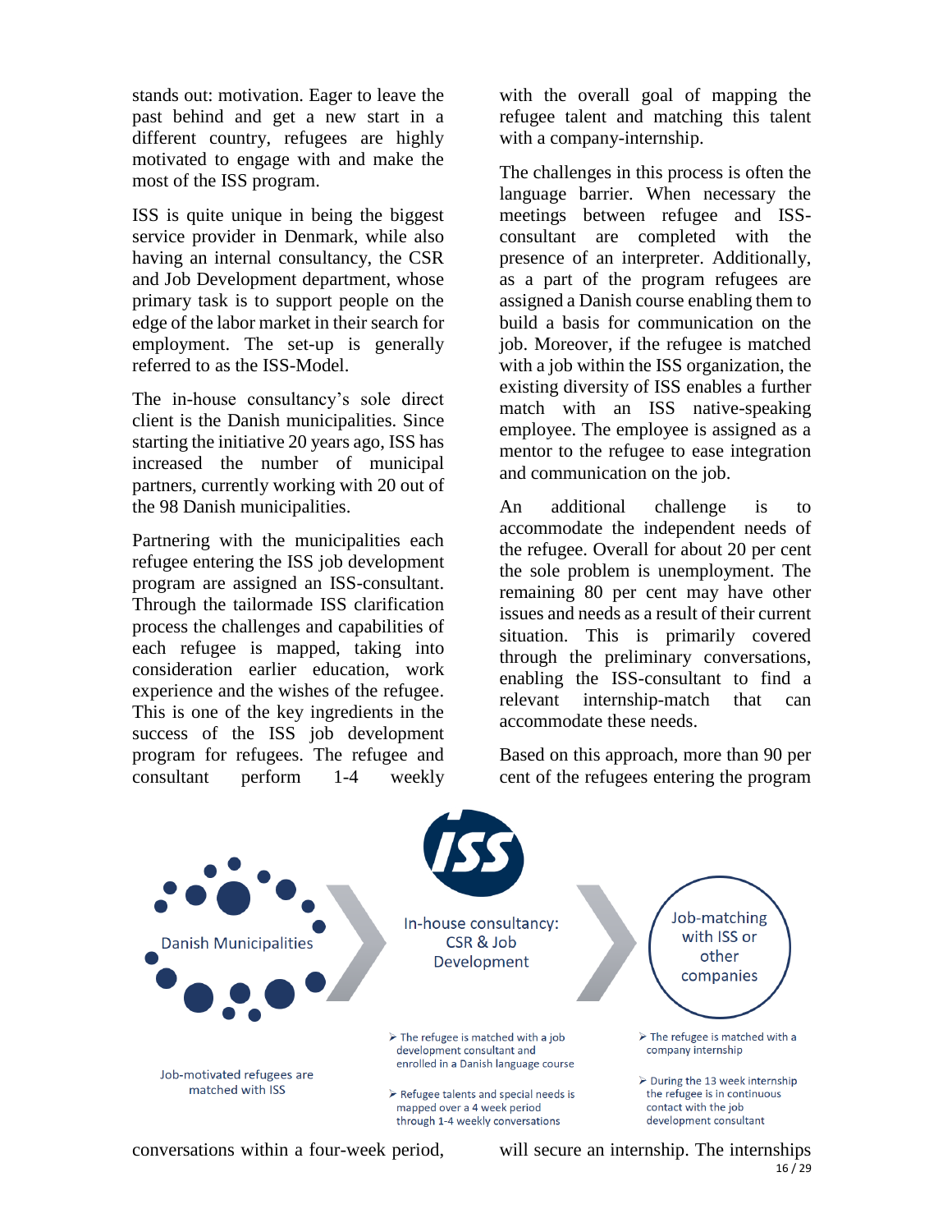stands out: motivation. Eager to leave the past behind and get a new start in a different country, refugees are highly motivated to engage with and make the most of the ISS program.

ISS is quite unique in being the biggest service provider in Denmark, while also having an internal consultancy, the CSR and Job Development department, whose primary task is to support people on the edge of the labor market in their search for employment. The set-up is generally referred to as the ISS-Model.

The in-house consultancy's sole direct client is the Danish municipalities. Since starting the initiative 20 years ago, ISS has increased the number of municipal partners, currently working with 20 out of the 98 Danish municipalities.

Partnering with the municipalities each refugee entering the ISS job development program are assigned an ISS-consultant. Through the tailormade ISS clarification process the challenges and capabilities of each refugee is mapped, taking into consideration earlier education, work experience and the wishes of the refugee. This is one of the key ingredients in the success of the ISS job development program for refugees. The refugee and consultant perform 1-4 weekly conversations within a four-week period, with the overall goal of mapping the refugee talent and matching this talent with a company-internship.

The challenges in this process is often the language barrier. When necessary the meetings between refugee and ISS-consultant are completed with the presence of an interpreter. Additionally, as a part of the program refugees are assigned a Danish course enabling them to build a basis for communication on the job. Moreover, if the refugee is matched with a job within the ISS organization, the existing diversity of ISS enables a further match with an ISS native-speaking employee. The employee is assigned as a mentor to the refugee to ease integration and communication on the job.

An additional challenge is to accommodate the independent needs of the refugee. Overall for about 20 per cent the sole problem is unemployment. The remaining 80 per cent may have other issues and needs as a result of their current situation. This is primarily covered through the preliminary conversations, enabling the ISS-consultant to find a relevant internship-match that can accommodate these needs.

Based on this approach, more than 90 per cent of the refugees entering the program will secure an internship. The internships

Danish Municipalities

Job-motivated refugees are matched with ISS

ISS

In-house consultancy: CSR & Job Development

- The refugee is matched with a job development consultant and enrolled in a Danish language course
- Refugee talents and special needs is mapped over a 4 week period through 1-4 weekly conversations

Job-matching with ISS or other companies

- The refugee is matched with a company internship
- During the 13 week internship the refugee is in continuous contact with the job development consultant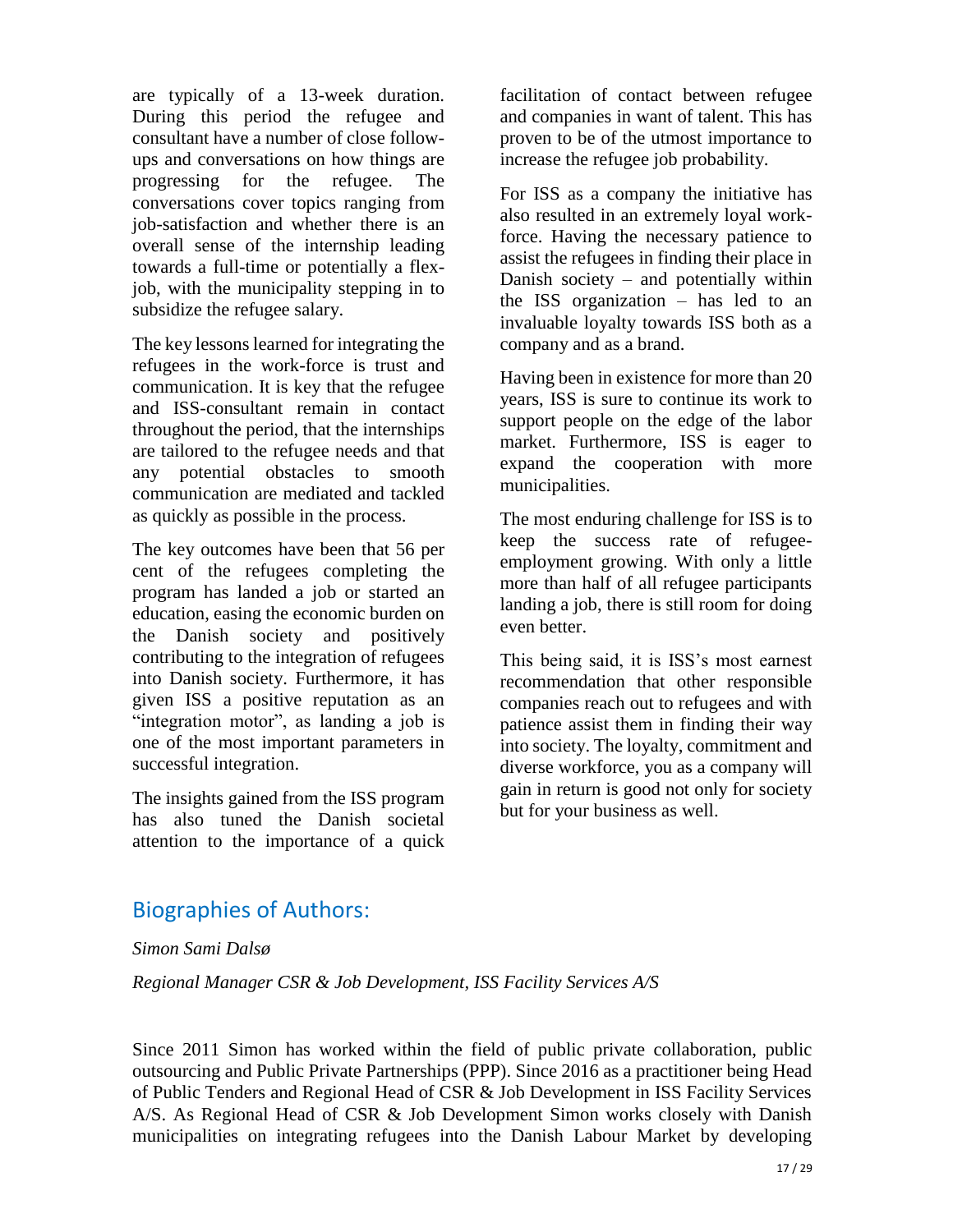are typically of a 13-week duration. During this period the refugee and consultant have a number of close follow-ups and conversations on how things are progressing for the refugee. The conversations cover topics ranging from job-satisfaction and whether there is an overall sense of the internship leading towards a full-time or potentially a flex-job, with the municipality stepping in to subsidize the refugee salary.

The key lessons learned for integrating the refugees in the work-force is trust and communication. It is key that the refugee and ISS-consultant remain in contact throughout the period, that the internships are tailored to the refugee needs and that any potential obstacles to smooth communication are mediated and tackled as quickly as possible in the process.

The key outcomes have been that 56 per cent of the refugees completing the program has landed a job or started an education, easing the economic burden on the Danish society and positively contributing to the integration of refugees into Danish society. Furthermore, it has given ISS a positive reputation as an "integration motor", as landing a job is one of the most important parameters in successful integration.

The insights gained from the ISS program has also tuned the Danish societal attention to the importance of a quick facilitation of contact between refugee and companies in want of talent. This has proven to be of the utmost importance to increase the refugee job probability.

For ISS as a company the initiative has also resulted in an extremely loyal work-force. Having the necessary patience to assist the refugees in finding their place in Danish society – and potentially within the ISS organization – has led to an invaluable loyalty towards ISS both as a company and as a brand.

Having been in existence for more than 20 years, ISS is sure to continue its work to support people on the edge of the labor market. Furthermore, ISS is eager to expand the cooperation with more municipalities.

The most enduring challenge for ISS is to keep the success rate of refugee-employment growing. With only a little more than half of all refugee participants landing a job, there is still room for doing even better.

This being said, it is ISS's most earnest recommendation that other responsible companies reach out to refugees and with patience assist them in finding their way into society. The loyalty, commitment and diverse workforce, you as a company will gain in return is good not only for society but for your business as well.

## Biographies of Authors:

*Simon Sami Dalsø*

*Regional Manager CSR & Job Development, ISS Facility Services A/S*

Since 2011 Simon has worked within the field of public private collaboration, public outsourcing and Public Private Partnerships (PPP). Since 2016 as a practitioner being Head of Public Tenders and Regional Head of CSR & Job Development in ISS Facility Services A/S. As Regional Head of CSR & Job Development Simon works closely with Danish municipalities on integrating refugees into the Danish Labour Market by developing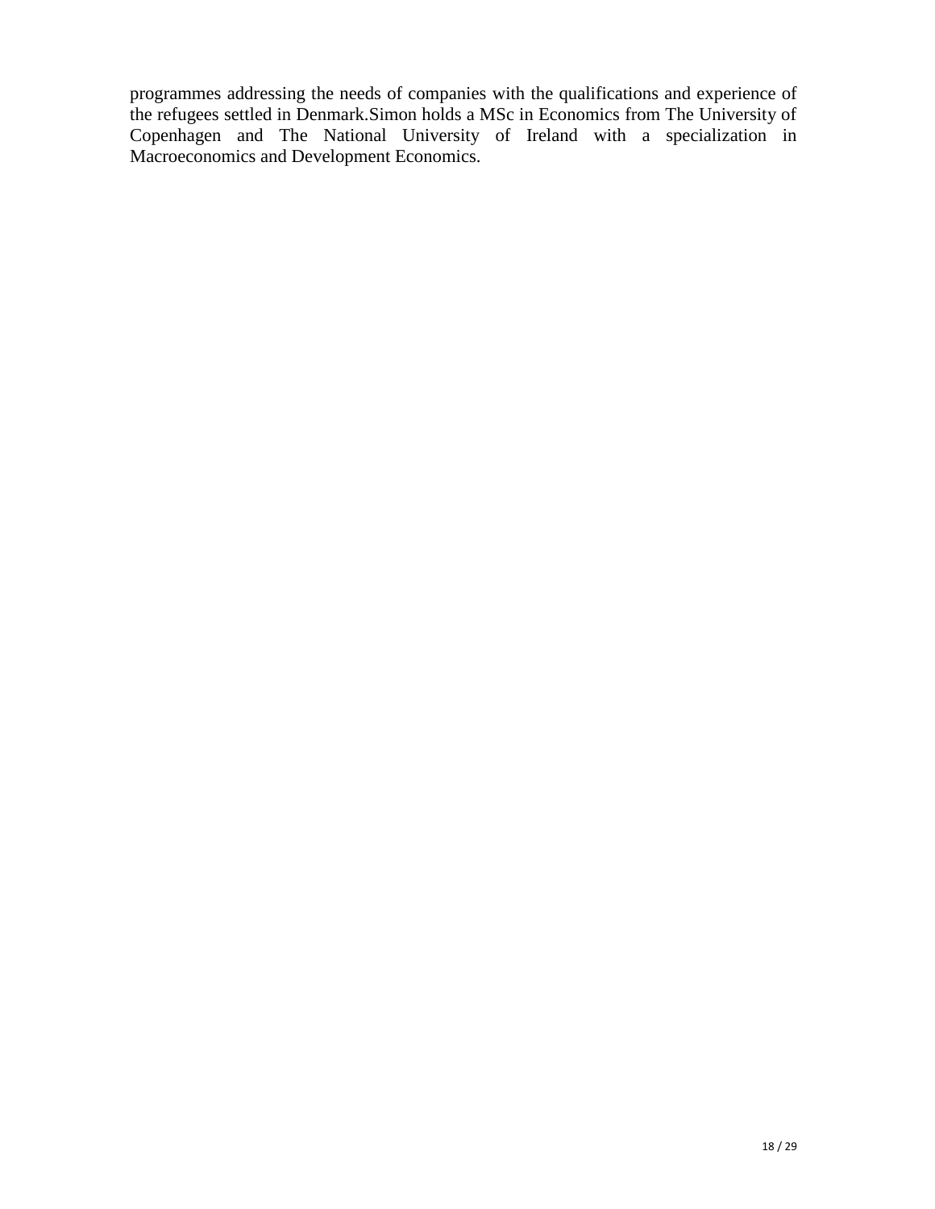programmes addressing the needs of companies with the qualifications and experience of the refugees settled in Denmark.Simon holds a MSc in Economics from The University of Copenhagen and The National University of Ireland with a specialization in Macroeconomics and Development Economics.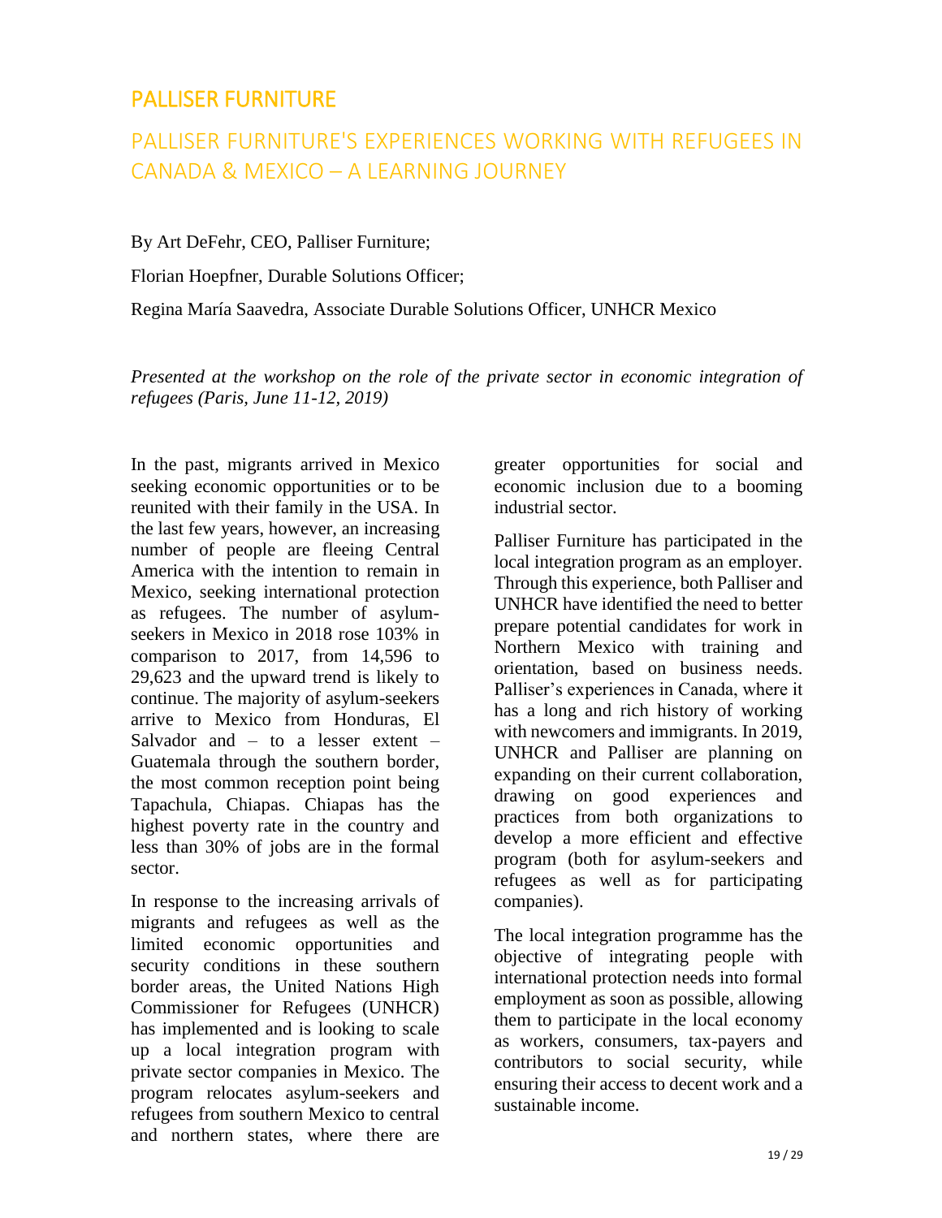## PALLISER FURNITURE

### PALLISER FURNITURE'S EXPERIENCES WORKING WITH REFUGEES IN CANADA & MEXICO – A LEARNING JOURNEY

By Art DeFehr, CEO, Palliser Furniture;

Florian Hoepfner, Durable Solutions Officer;

Regina María Saavedra, Associate Durable Solutions Officer, UNHCR Mexico

*Presented at the workshop on the role of the private sector in economic integration of refugees (Paris, June 11-12, 2019)*

In the past, migrants arrived in Mexico seeking economic opportunities or to be reunited with their family in the USA. In the last few years, however, an increasing number of people are fleeing Central America with the intention to remain in Mexico, seeking international protection as refugees. The number of asylum-seekers in Mexico in 2018 rose 103% in comparison to 2017, from 14,596 to 29,623 and the upward trend is likely to continue. The majority of asylum-seekers arrive to Mexico from Honduras, El Salvador and – to a lesser extent – Guatemala through the southern border, the most common reception point being Tapachula, Chiapas. Chiapas has the highest poverty rate in the country and less than 30% of jobs are in the formal sector.

In response to the increasing arrivals of migrants and refugees as well as the limited economic opportunities and security conditions in these southern border areas, the United Nations High Commissioner for Refugees (UNHCR) has implemented and is looking to scale up a local integration program with private sector companies in Mexico. The program relocates asylum-seekers and refugees from southern Mexico to central and northern states, where there are greater opportunities for social and economic inclusion due to a booming industrial sector.

Palliser Furniture has participated in the local integration program as an employer. Through this experience, both Palliser and UNHCR have identified the need to better prepare potential candidates for work in Northern Mexico with training and orientation, based on business needs. Palliser's experiences in Canada, where it has a long and rich history of working with newcomers and immigrants. In 2019, UNHCR and Palliser are planning on expanding on their current collaboration, drawing on good experiences and practices from both organizations to develop a more efficient and effective program (both for asylum-seekers and refugees as well as for participating companies).

The local integration programme has the objective of integrating people with international protection needs into formal employment as soon as possible, allowing them to participate in the local economy as workers, consumers, tax-payers and contributors to social security, while ensuring their access to decent work and a sustainable income.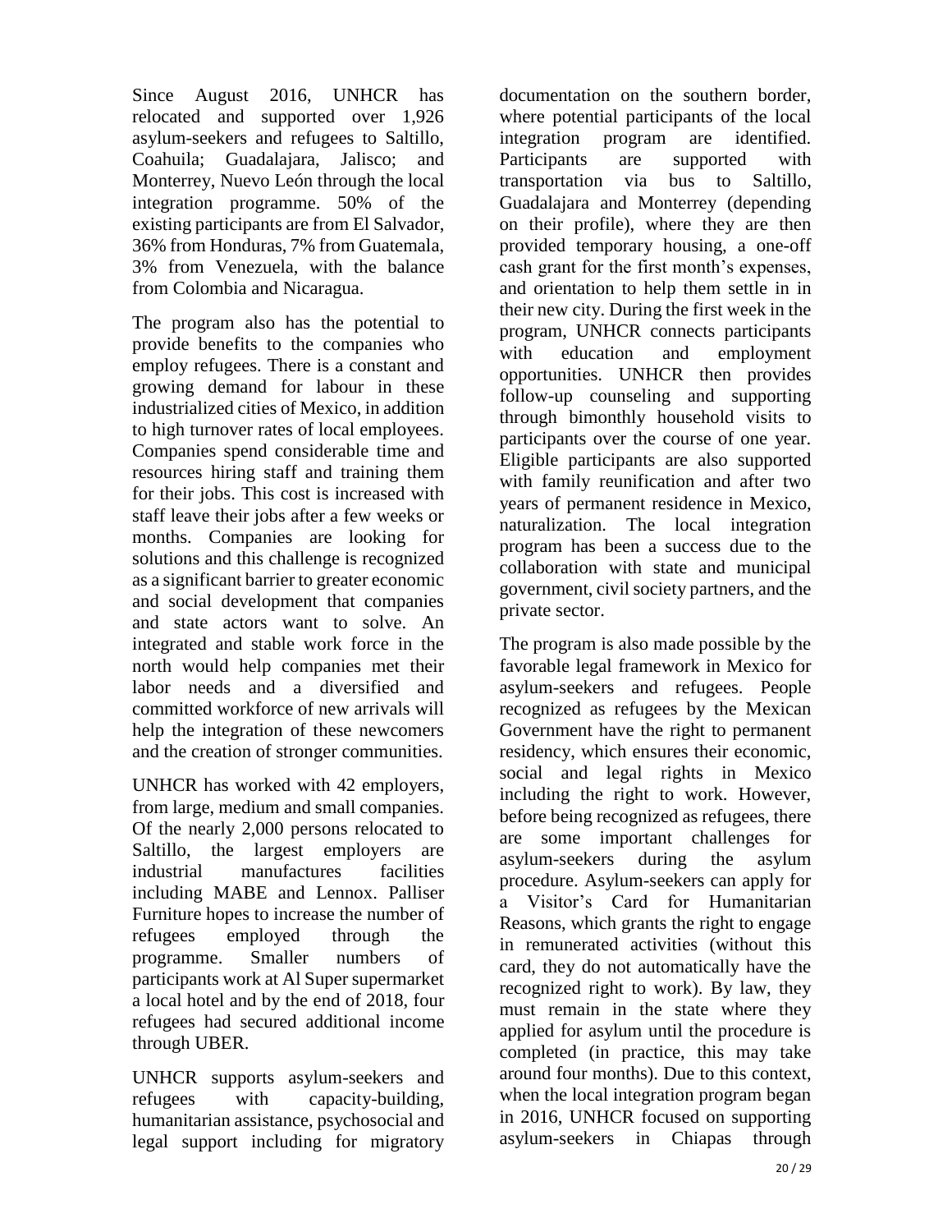Since August 2016, UNHCR has relocated and supported over 1,926 asylum-seekers and refugees to Saltillo, Coahuila; Guadalajara, Jalisco; and Monterrey, Nuevo León through the local integration programme. 50% of the existing participants are from El Salvador, 36% from Honduras, 7% from Guatemala, 3% from Venezuela, with the balance from Colombia and Nicaragua.

The program also has the potential to provide benefits to the companies who employ refugees. There is a constant and growing demand for labour in these industrialized cities of Mexico, in addition to high turnover rates of local employees. Companies spend considerable time and resources hiring staff and training them for their jobs. This cost is increased with staff leave their jobs after a few weeks or months. Companies are looking for solutions and this challenge is recognized as a significant barrier to greater economic and social development that companies and state actors want to solve. An integrated and stable work force in the north would help companies met their labor needs and a diversified and committed workforce of new arrivals will help the integration of these newcomers and the creation of stronger communities.

UNHCR has worked with 42 employers, from large, medium and small companies. Of the nearly 2,000 persons relocated to Saltillo, the largest employers are industrial manufactures facilities including MABE and Lennox. Palliser Furniture hopes to increase the number of refugees employed through the programme. Smaller numbers of participants work at Al Super supermarket a local hotel and by the end of 2018, four refugees had secured additional income through UBER.

UNHCR supports asylum-seekers and refugees with capacity-building, humanitarian assistance, psychosocial and legal support including for migratory documentation on the southern border, where potential participants of the local integration program are identified. Participants are supported with transportation via bus to Saltillo, Guadalajara and Monterrey (depending on their profile), where they are then provided temporary housing, a one-off cash grant for the first month's expenses, and orientation to help them settle in in their new city. During the first week in the program, UNHCR connects participants with education and employment opportunities. UNHCR then provides follow-up counseling and supporting through bimonthly household visits to participants over the course of one year. Eligible participants are also supported with family reunification and after two years of permanent residence in Mexico, naturalization. The local integration program has been a success due to the collaboration with state and municipal government, civil society partners, and the private sector.

The program is also made possible by the favorable legal framework in Mexico for asylum-seekers and refugees. People recognized as refugees by the Mexican Government have the right to permanent residency, which ensures their economic, social and legal rights in Mexico including the right to work. However, before being recognized as refugees, there are some important challenges for asylum-seekers during the asylum procedure. Asylum-seekers can apply for a Visitor's Card for Humanitarian Reasons, which grants the right to engage in remunerated activities (without this card, they do not automatically have the recognized right to work). By law, they must remain in the state where they applied for asylum until the procedure is completed (in practice, this may take around four months). Due to this context, when the local integration program began in 2016, UNHCR focused on supporting asylum-seekers in Chiapas through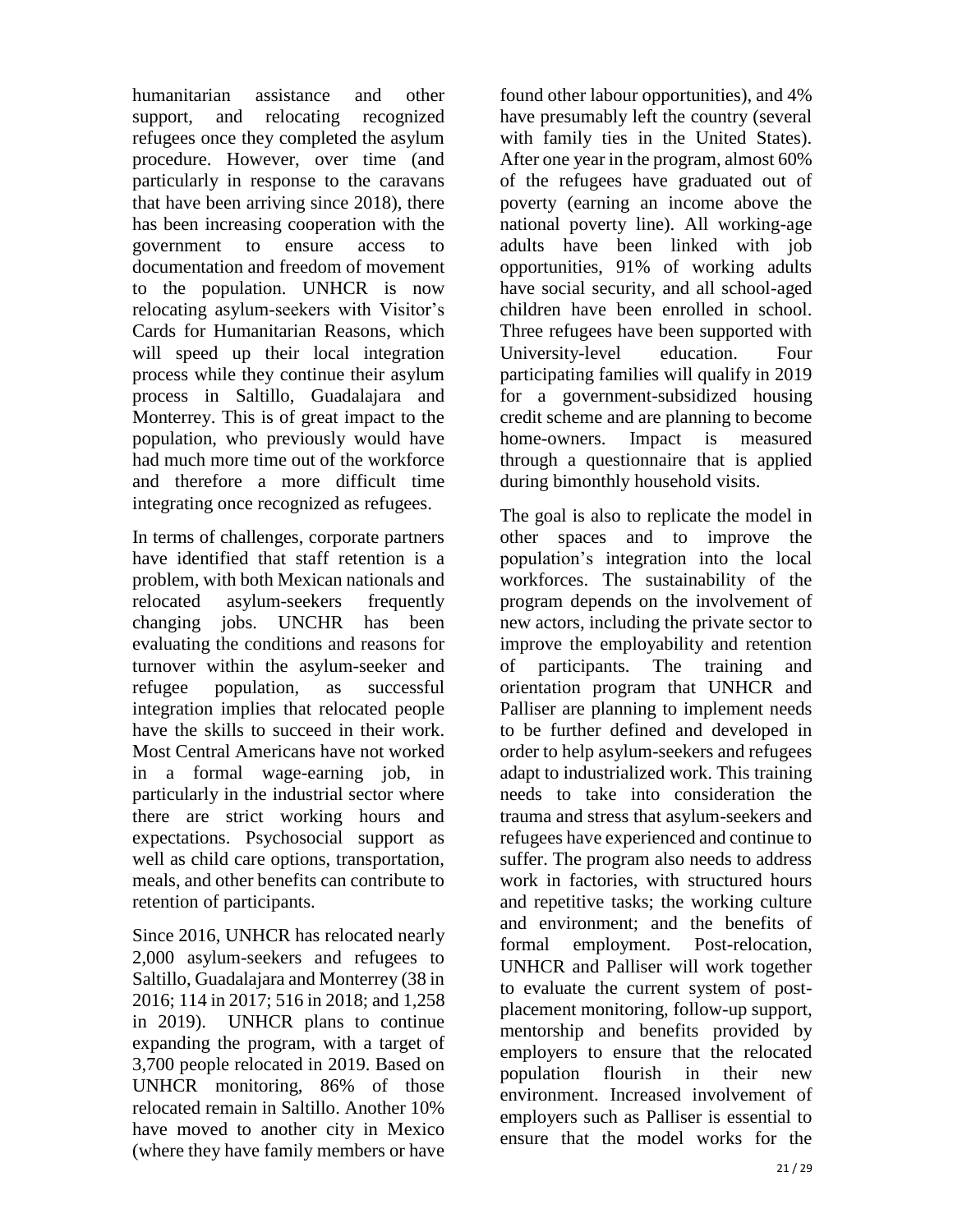humanitarian assistance and other support, and relocating recognized refugees once they completed the asylum procedure. However, over time (and particularly in response to the caravans that have been arriving since 2018), there has been increasing cooperation with the government to ensure access to documentation and freedom of movement to the population. UNHCR is now relocating asylum-seekers with Visitor's Cards for Humanitarian Reasons, which will speed up their local integration process while they continue their asylum process in Saltillo, Guadalajara and Monterrey. This is of great impact to the population, who previously would have had much more time out of the workforce and therefore a more difficult time integrating once recognized as refugees.

In terms of challenges, corporate partners have identified that staff retention is a problem, with both Mexican nationals and relocated asylum-seekers frequently changing jobs. UNCHR has been evaluating the conditions and reasons for turnover within the asylum-seeker and refugee population, as successful integration implies that relocated people have the skills to succeed in their work. Most Central Americans have not worked in a formal wage-earning job, in particularly in the industrial sector where there are strict working hours and expectations. Psychosocial support as well as child care options, transportation, meals, and other benefits can contribute to retention of participants.

Since 2016, UNHCR has relocated nearly 2,000 asylum-seekers and refugees to Saltillo, Guadalajara and Monterrey (38 in 2016; 114 in 2017; 516 in 2018; and 1,258 in 2019). UNHCR plans to continue expanding the program, with a target of 3,700 people relocated in 2019. Based on UNHCR monitoring, 86% of those relocated remain in Saltillo. Another 10% have moved to another city in Mexico (where they have family members or have found other labour opportunities), and 4% have presumably left the country (several with family ties in the United States). After one year in the program, almost 60% of the refugees have graduated out of poverty (earning an income above the national poverty line). All working-age adults have been linked with job opportunities, 91% of working adults have social security, and all school-aged children have been enrolled in school. Three refugees have been supported with University-level education. Four participating families will qualify in 2019 for a government-subsidized housing credit scheme and are planning to become home-owners. Impact is measured through a questionnaire that is applied during bimonthly household visits.

The goal is also to replicate the model in other spaces and to improve the population's integration into the local workforces. The sustainability of the program depends on the involvement of new actors, including the private sector to improve the employability and retention of participants. The training and orientation program that UNHCR and Palliser are planning to implement needs to be further defined and developed in order to help asylum-seekers and refugees adapt to industrialized work. This training needs to take into consideration the trauma and stress that asylum-seekers and refugees have experienced and continue to suffer. The program also needs to address work in factories, with structured hours and repetitive tasks; the working culture and environment; and the benefits of formal employment. Post-relocation, UNHCR and Palliser will work together to evaluate the current system of post-placement monitoring, follow-up support, mentorship and benefits provided by employers to ensure that the relocated population flourish in their new environment. Increased involvement of employers such as Palliser is essential to ensure that the model works for the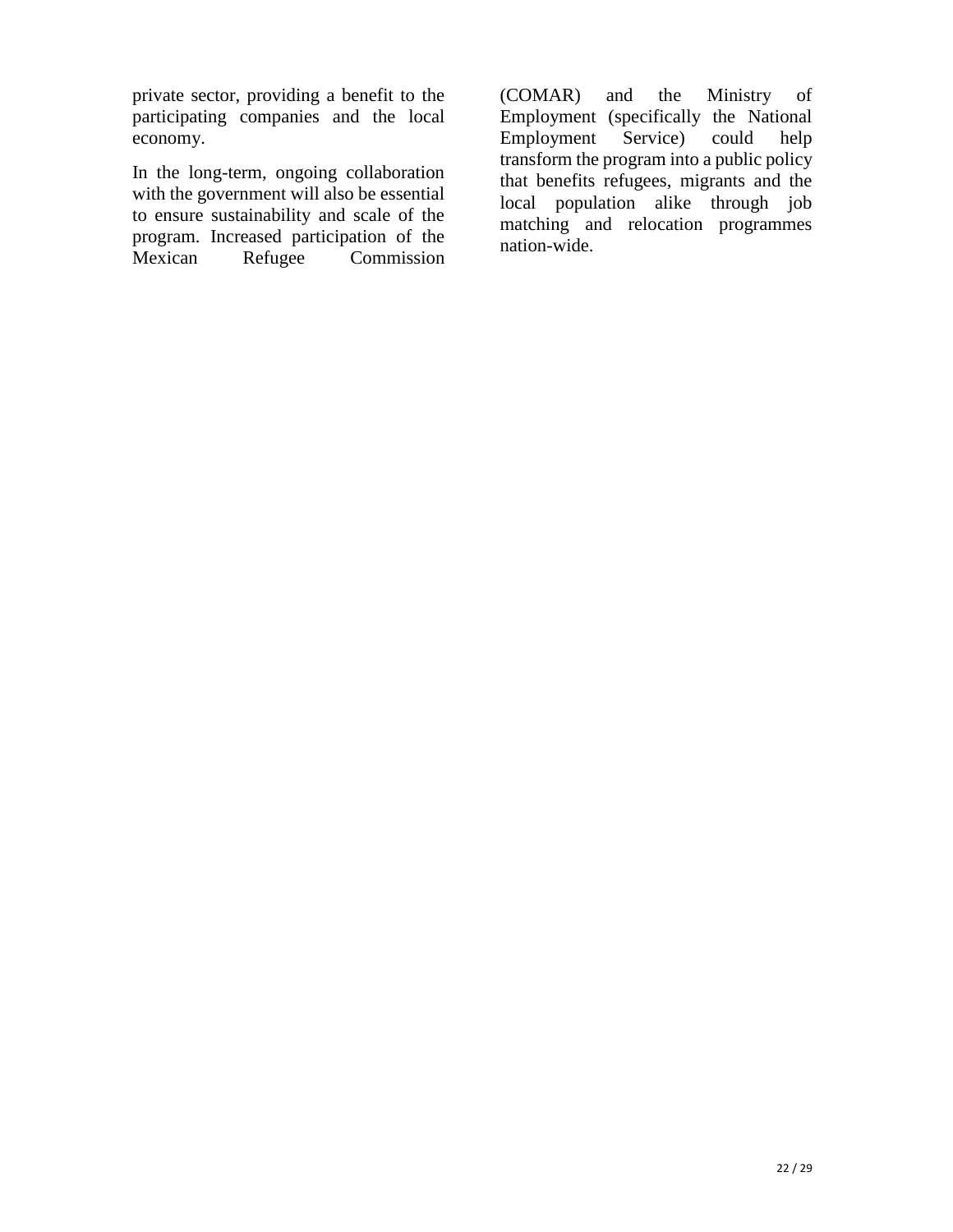private sector, providing a benefit to the participating companies and the local economy.

In the long-term, ongoing collaboration with the government will also be essential to ensure sustainability and scale of the program. Increased participation of the Mexican Refugee Commission (COMAR) and the Ministry of Employment (specifically the National Employment Service) could help transform the program into a public policy that benefits refugees, migrants and the local population alike through job matching and relocation programmes nation-wide.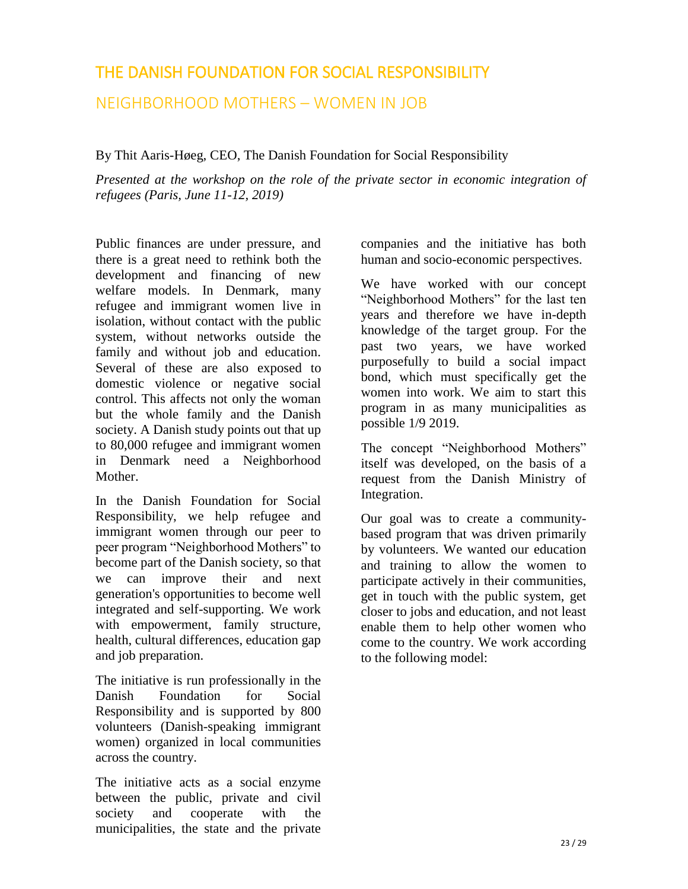## THE DANISH FOUNDATION FOR SOCIAL RESPONSIBILITY

### NEIGHBORHOOD MOTHERS – WOMEN IN JOB

By Thit Aaris-Høeg, CEO, The Danish Foundation for Social Responsibility

*Presented at the workshop on the role of the private sector in economic integration of refugees (Paris, June 11-12, 2019)*

Public finances are under pressure, and there is a great need to rethink both the development and financing of new welfare models. In Denmark, many refugee and immigrant women live in isolation, without contact with the public system, without networks outside the family and without job and education. Several of these are also exposed to domestic violence or negative social control. This affects not only the woman but the whole family and the Danish society. A Danish study points out that up to 80,000 refugee and immigrant women in Denmark need a Neighborhood Mother.

In the Danish Foundation for Social Responsibility, we help refugee and immigrant women through our peer to peer program "Neighborhood Mothers" to become part of the Danish society, so that we can improve their and next generation's opportunities to become well integrated and self-supporting. We work with empowerment, family structure, health, cultural differences, education gap and job preparation.

The initiative is run professionally in the Danish Foundation for Social Responsibility and is supported by 800 volunteers (Danish-speaking immigrant women) organized in local communities across the country.

The initiative acts as a social enzyme between the public, private and civil society and cooperate with the municipalities, the state and the private companies and the initiative has both human and socio-economic perspectives.

We have worked with our concept "Neighborhood Mothers" for the last ten years and therefore we have in-depth knowledge of the target group. For the past two years, we have worked purposefully to build a social impact bond, which must specifically get the women into work. We aim to start this program in as many municipalities as possible 1/9 2019.

The concept "Neighborhood Mothers" itself was developed, on the basis of a request from the Danish Ministry of Integration.

Our goal was to create a community-based program that was driven primarily by volunteers. We wanted our education and training to allow the women to participate actively in their communities, get in touch with the public system, get closer to jobs and education, and not least enable them to help other women who come to the country. We work according to the following model: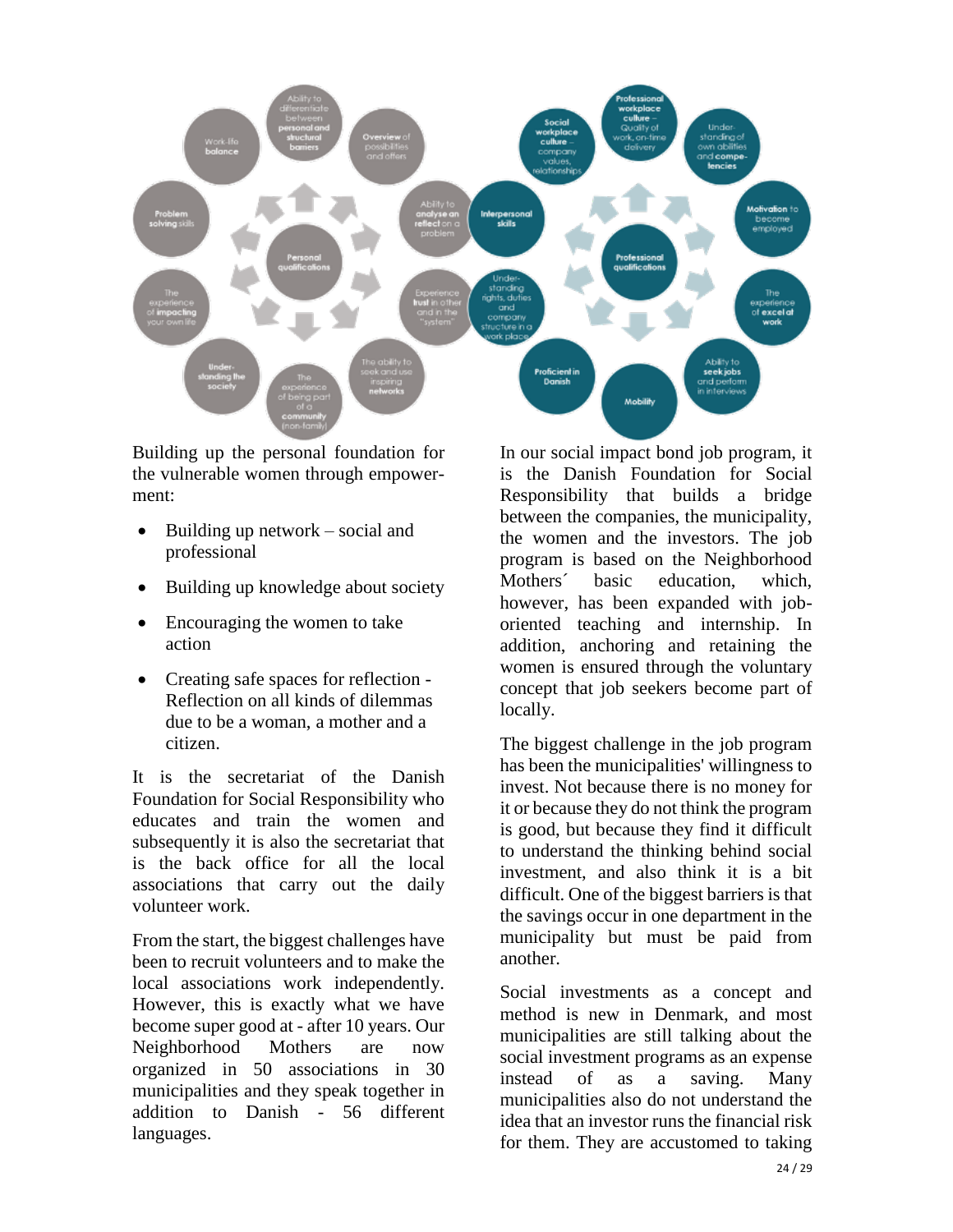Building up the personal foundation for the vulnerable women through empowerment:

- Building up network – social and professional
- Building up knowledge about society
- Encouraging the women to take action
- Creating safe spaces for reflection - Reflection on all kinds of dilemmas due to be a woman, a mother and a citizen.

It is the secretariat of the Danish Foundation for Social Responsibility who educates and train the women and subsequently it is also the secretariat that is the back office for all the local associations that carry out the daily volunteer work.

From the start, the biggest challenges have been to recruit volunteers and to make the local associations work independently. However, this is exactly what we have become super good at - after 10 years. Our Neighborhood Mothers are now organized in 50 associations in 30 municipalities and they speak together in addition to Danish - 56 different languages.

In our social impact bond job program, it is the Danish Foundation for Social Responsibility that builds a bridge between the companies, the municipality, the women and the investors. The job program is based on the Neighborhood Mothers´ basic education, which, however, has been expanded with job-oriented teaching and internship. In addition, anchoring and retaining the women is ensured through the voluntary concept that job seekers become part of locally.

The biggest challenge in the job program has been the municipalities' willingness to invest. Not because there is no money for it or because they do not think the program is good, but because they find it difficult to understand the thinking behind social investment, and also think it is a bit difficult. One of the biggest barriers is that the savings occur in one department in the municipality but must be paid from another.

Social investments as a concept and method is new in Denmark, and most municipalities are still talking about the social investment programs as an expense instead of as a saving. Many municipalities also do not understand the idea that an investor runs the financial risk for them. They are accustomed to taking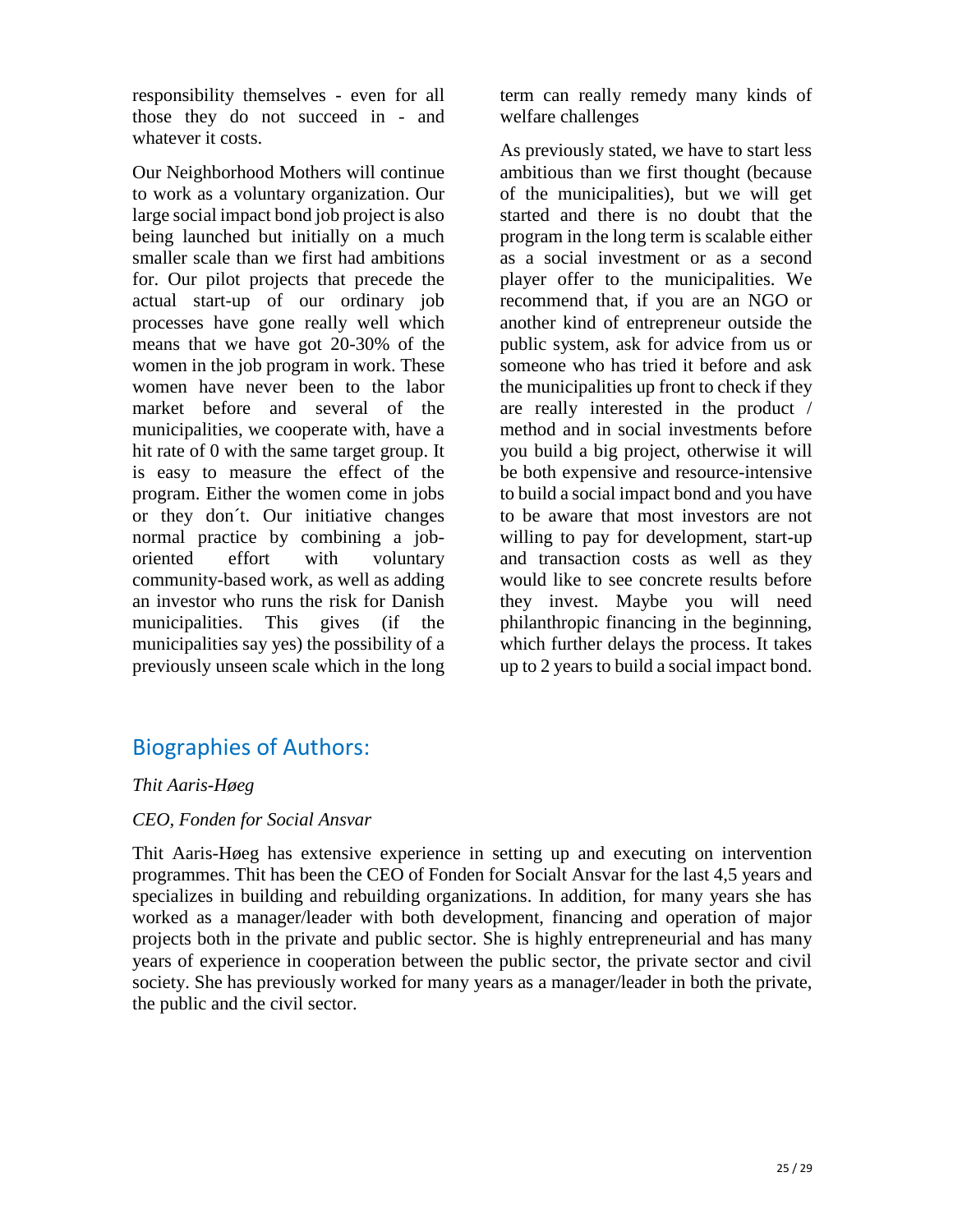responsibility themselves - even for all those they do not succeed in - and whatever it costs.

Our Neighborhood Mothers will continue to work as a voluntary organization. Our large social impact bond job project is also being launched but initially on a much smaller scale than we first had ambitions for. Our pilot projects that precede the actual start-up of our ordinary job processes have gone really well which means that we have got 20-30% of the women in the job program in work. These women have never been to the labor market before and several of the municipalities, we cooperate with, have a hit rate of 0 with the same target group. It is easy to measure the effect of the program. Either the women come in jobs or they don´t. Our initiative changes normal practice by combining a job-oriented effort with voluntary community-based work, as well as adding an investor who runs the risk for Danish municipalities. This gives (if the municipalities say yes) the possibility of a previously unseen scale which in the long term can really remedy many kinds of welfare challenges

As previously stated, we have to start less ambitious than we first thought (because of the municipalities), but we will get started and there is no doubt that the program in the long term is scalable either as a social investment or as a second player offer to the municipalities. We recommend that, if you are an NGO or another kind of entrepreneur outside the public system, ask for advice from us or someone who has tried it before and ask the municipalities up front to check if they are really interested in the product / method and in social investments before you build a big project, otherwise it will be both expensive and resource-intensive to build a social impact bond and you have to be aware that most investors are not willing to pay for development, start-up and transaction costs as well as they would like to see concrete results before they invest. Maybe you will need philanthropic financing in the beginning, which further delays the process. It takes up to 2 years to build a social impact bond.

## Biographies of Authors:

*Thit Aaris-Høeg*

*CEO, Fonden for Social Ansvar*

Thit Aaris-Høeg has extensive experience in setting up and executing on intervention programmes. Thit has been the CEO of Fonden for Socialt Ansvar for the last 4,5 years and specializes in building and rebuilding organizations. In addition, for many years she has worked as a manager/leader with both development, financing and operation of major projects both in the private and public sector. She is highly entrepreneurial and has many years of experience in cooperation between the public sector, the private sector and civil society. She has previously worked for many years as a manager/leader in both the private, the public and the civil sector.